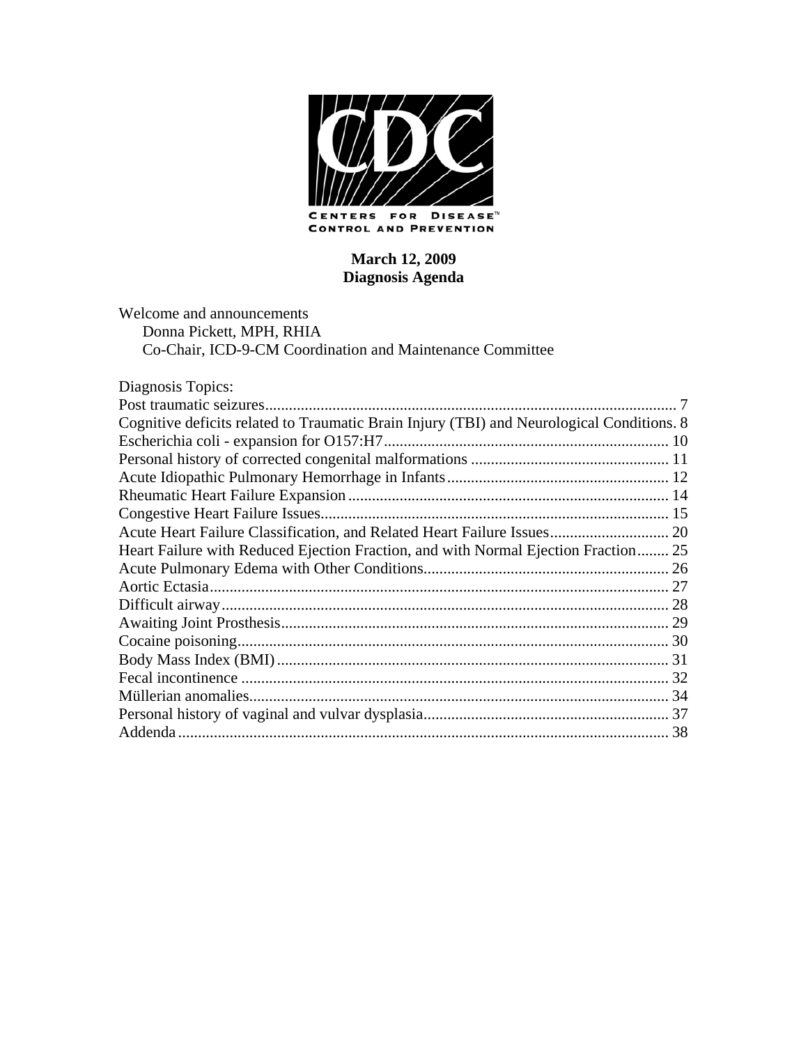CENTERS FOR DISEASE CONTROL AND PREVENTION

**March 12, 2009**
**Diagnosis Agenda**

Welcome and announcements
Donna Pickett, MPH, RHIA
Co-Chair, ICD-9-CM Coordination and Maintenance Committee

Diagnosis Topics:

| Topic | Page |
|---|---|
| Post traumatic seizures | 7 |
| Cognitive deficits related to Traumatic Brain Injury (TBI) and Neurological Conditions | 8 |
| Escherichia coli - expansion for O157:H7 | 10 |
| Personal history of corrected congenital malformations | 11 |
| Acute Idiopathic Pulmonary Hemorrhage in Infants | 12 |
| Rheumatic Heart Failure Expansion | 14 |
| Congestive Heart Failure Issues | 15 |
| Acute Heart Failure Classification, and Related Heart Failure Issues | 20 |
| Heart Failure with Reduced Ejection Fraction, and with Normal Ejection Fraction | 25 |
| Acute Pulmonary Edema with Other Conditions | 26 |
| Aortic Ectasia | 27 |
| Difficult airway | 28 |
| Awaiting Joint Prosthesis | 29 |
| Cocaine poisoning | 30 |
| Body Mass Index (BMI) | 31 |
| Fecal incontinence | 32 |
| Müllerian anomalies | 34 |
| Personal history of vaginal and vulvar dysplasia | 37 |
| Addenda | 38 |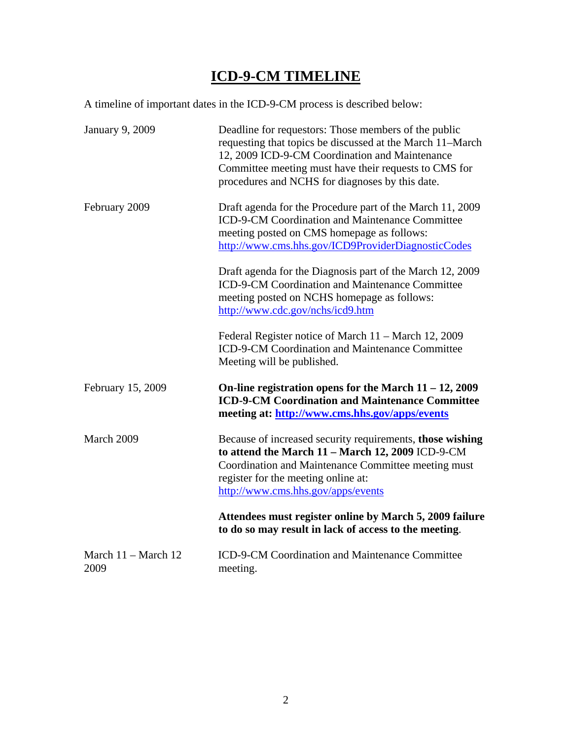# ICD-9-CM TIMELINE

A timeline of important dates in the ICD-9-CM process is described below:

| | |
|---|---|
| January 9, 2009 | Deadline for requestors: Those members of the public requesting that topics be discussed at the March 11–March 12, 2009 ICD-9-CM Coordination and Maintenance Committee meeting must have their requests to CMS for procedures and NCHS for diagnoses by this date. |
| February 2009 | Draft agenda for the Procedure part of the March 11, 2009 ICD-9-CM Coordination and Maintenance Committee meeting posted on CMS homepage as follows: http://www.cms.hhs.gov/ICD9ProviderDiagnosticCodes<br><br>Draft agenda for the Diagnosis part of the March 12, 2009 ICD-9-CM Coordination and Maintenance Committee meeting posted on NCHS homepage as follows: http://www.cdc.gov/nchs/icd9.htm<br><br>Federal Register notice of March 11 – March 12, 2009 ICD-9-CM Coordination and Maintenance Committee Meeting will be published. |
| February 15, 2009 | **On-line registration opens for the March 11 – 12, 2009 ICD-9-CM Coordination and Maintenance Committee meeting at: http://www.cms.hhs.gov/apps/events** |
| March 2009 | Because of increased security requirements, **those wishing to attend the March 11 – March 12, 2009** ICD-9-CM Coordination and Maintenance Committee meeting must register for the meeting online at: http://www.cms.hhs.gov/apps/events<br><br>**Attendees must register online by March 5, 2009 failure to do so may result in lack of access to the meeting**. |
| March 11 – March 12 2009 | ICD-9-CM Coordination and Maintenance Committee meeting. |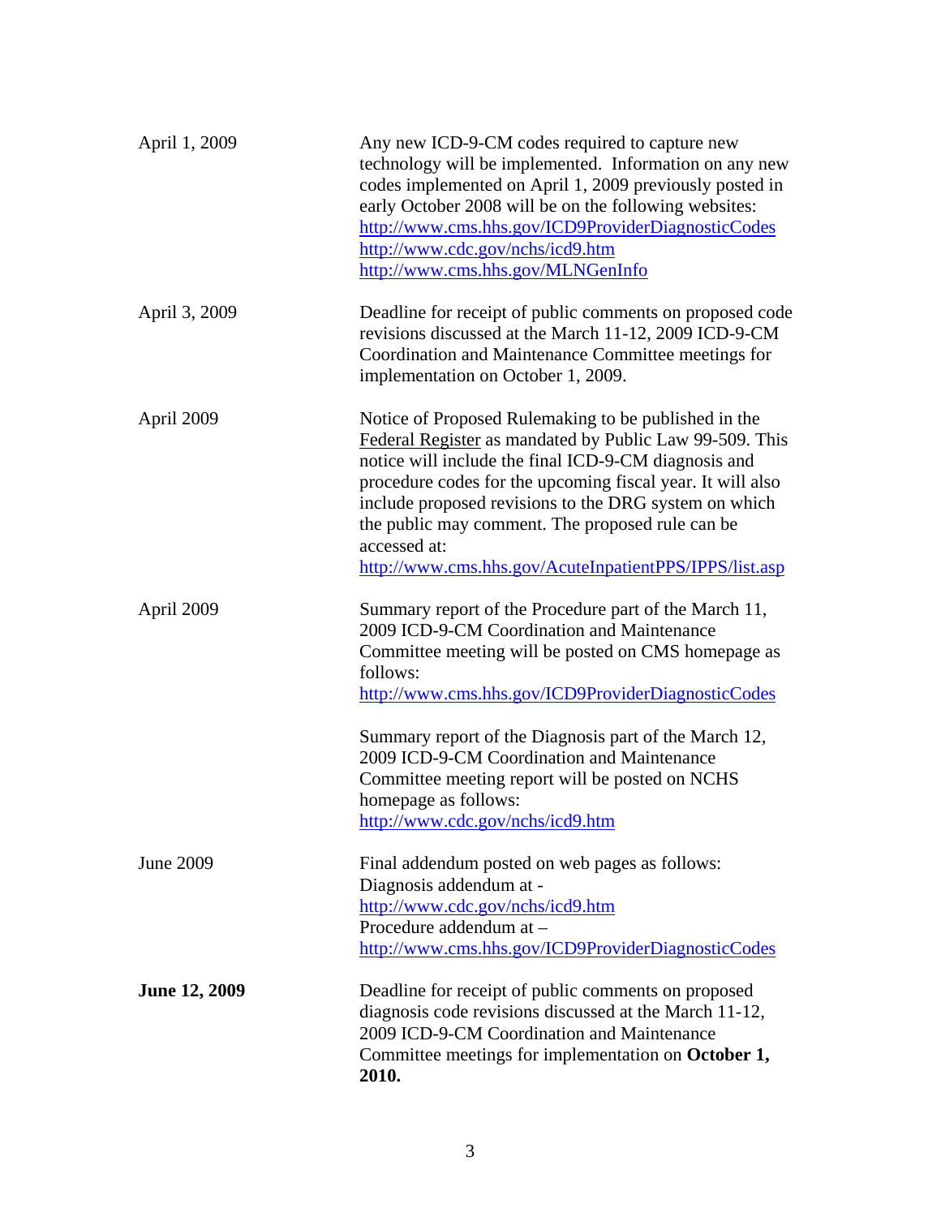| | |
|---|---|
| April 1, 2009 | Any new ICD-9-CM codes required to capture new technology will be implemented. Information on any new codes implemented on April 1, 2009 previously posted in early October 2008 will be on the following websites: http://www.cms.hhs.gov/ICD9ProviderDiagnosticCodes http://www.cdc.gov/nchs/icd9.htm http://www.cms.hhs.gov/MLNGenInfo |
| April 3, 2009 | Deadline for receipt of public comments on proposed code revisions discussed at the March 11-12, 2009 ICD-9-CM Coordination and Maintenance Committee meetings for implementation on October 1, 2009. |
| April 2009 | Notice of Proposed Rulemaking to be published in the Federal Register as mandated by Public Law 99-509. This notice will include the final ICD-9-CM diagnosis and procedure codes for the upcoming fiscal year. It will also include proposed revisions to the DRG system on which the public may comment. The proposed rule can be accessed at: http://www.cms.hhs.gov/AcuteInpatientPPS/IPPS/list.asp |
| April 2009 | Summary report of the Procedure part of the March 11, 2009 ICD-9-CM Coordination and Maintenance Committee meeting will be posted on CMS homepage as follows: http://www.cms.hhs.gov/ICD9ProviderDiagnosticCodes<br><br>Summary report of the Diagnosis part of the March 12, 2009 ICD-9-CM Coordination and Maintenance Committee meeting report will be posted on NCHS homepage as follows: http://www.cdc.gov/nchs/icd9.htm |
| June 2009 | Final addendum posted on web pages as follows: Diagnosis addendum at - http://www.cdc.gov/nchs/icd9.htm Procedure addendum at – http://www.cms.hhs.gov/ICD9ProviderDiagnosticCodes |
| **June 12, 2009** | Deadline for receipt of public comments on proposed diagnosis code revisions discussed at the March 11-12, 2009 ICD-9-CM Coordination and Maintenance Committee meetings for implementation on **October 1, 2010.** |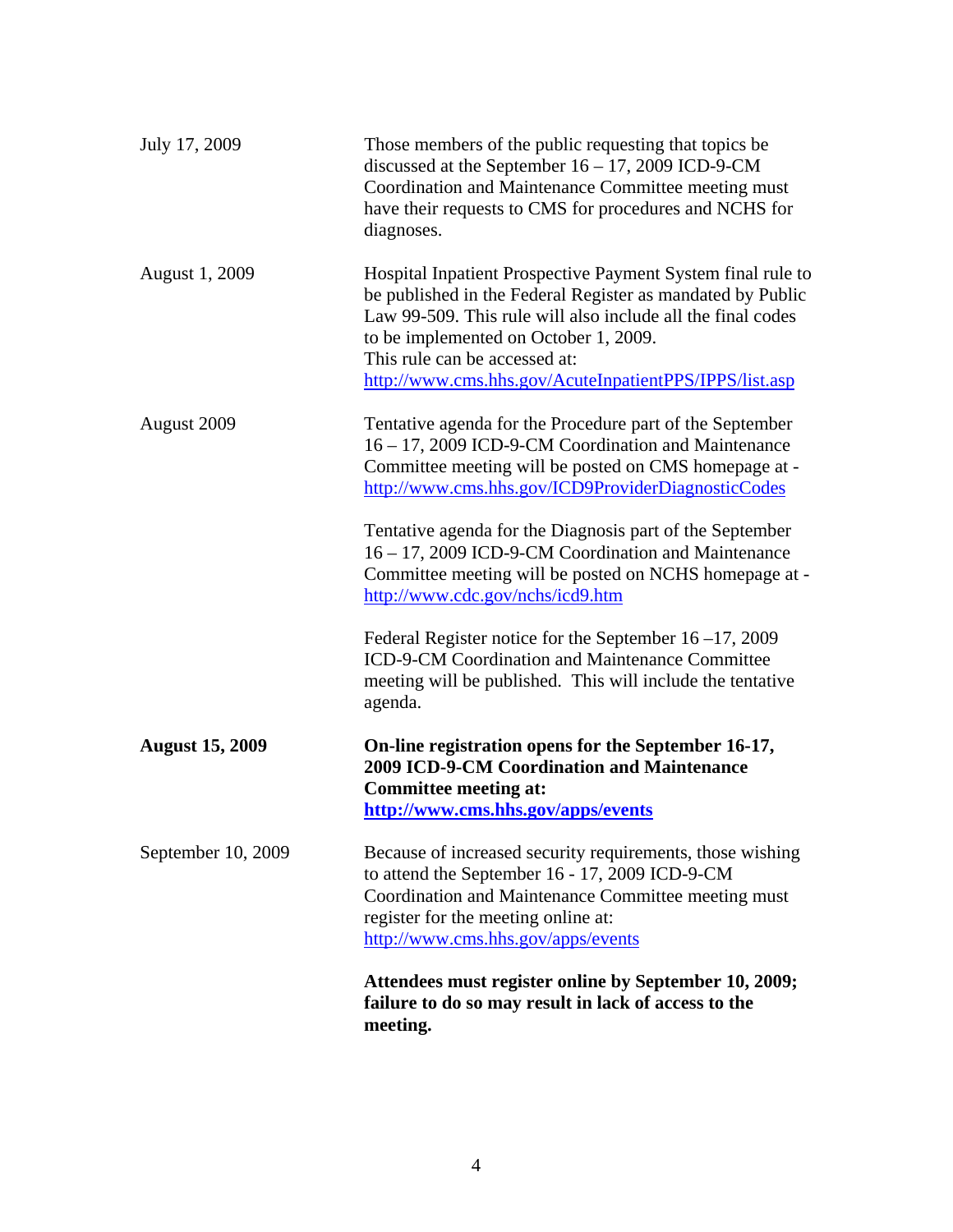| | |
|---|---|
| July 17, 2009 | Those members of the public requesting that topics be discussed at the September 16 – 17, 2009 ICD-9-CM Coordination and Maintenance Committee meeting must have their requests to CMS for procedures and NCHS for diagnoses. |
| August 1, 2009 | Hospital Inpatient Prospective Payment System final rule to be published in the Federal Register as mandated by Public Law 99-509. This rule will also include all the final codes to be implemented on October 1, 2009.<br>This rule can be accessed at:<br>http://www.cms.hhs.gov/AcuteInpatientPPS/IPPS/list.asp |
| August 2009 | Tentative agenda for the Procedure part of the September 16 – 17, 2009 ICD-9-CM Coordination and Maintenance Committee meeting will be posted on CMS homepage at - http://www.cms.hhs.gov/ICD9ProviderDiagnosticCodes<br><br>Tentative agenda for the Diagnosis part of the September 16 – 17, 2009 ICD-9-CM Coordination and Maintenance Committee meeting will be posted on NCHS homepage at - http://www.cdc.gov/nchs/icd9.htm<br><br>Federal Register notice for the September 16 –17, 2009 ICD-9-CM Coordination and Maintenance Committee meeting will be published. This will include the tentative agenda. |
| **August 15, 2009** | **On-line registration opens for the September 16-17, 2009 ICD-9-CM Coordination and Maintenance Committee meeting at: http://www.cms.hhs.gov/apps/events** |
| September 10, 2009 | Because of increased security requirements, those wishing to attend the September 16 - 17, 2009 ICD-9-CM Coordination and Maintenance Committee meeting must register for the meeting online at: http://www.cms.hhs.gov/apps/events<br><br>**Attendees must register online by September 10, 2009; failure to do so may result in lack of access to the meeting.** |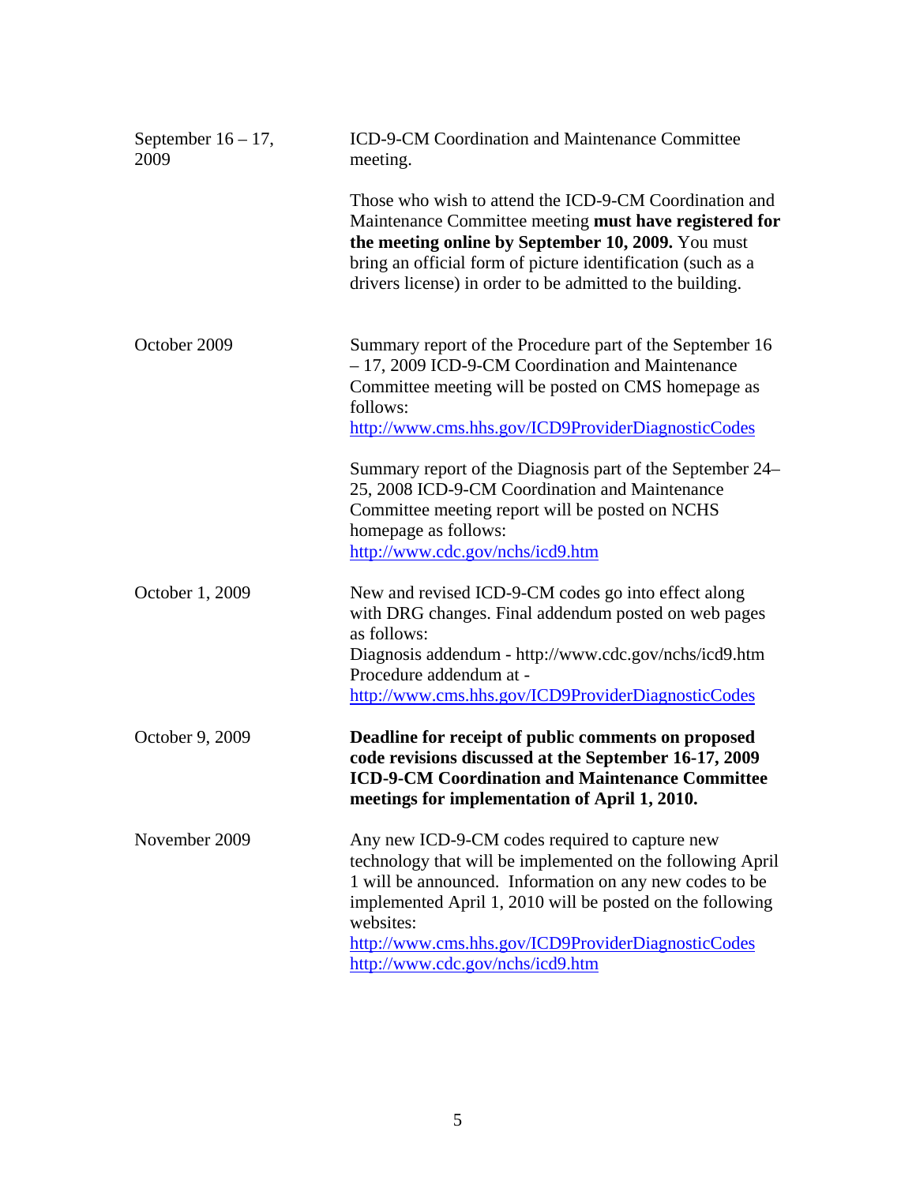| | |
|---|---|
| September 16 – 17, 2009 | ICD-9-CM Coordination and Maintenance Committee meeting.<br><br>Those who wish to attend the ICD-9-CM Coordination and Maintenance Committee meeting **must have registered for the meeting online by September 10, 2009.** You must bring an official form of picture identification (such as a drivers license) in order to be admitted to the building. |
| October 2009 | Summary report of the Procedure part of the September 16 – 17, 2009 ICD-9-CM Coordination and Maintenance Committee meeting will be posted on CMS homepage as follows:<br>http://www.cms.hhs.gov/ICD9ProviderDiagnosticCodes<br><br>Summary report of the Diagnosis part of the September 24–25, 2008 ICD-9-CM Coordination and Maintenance Committee meeting report will be posted on NCHS homepage as follows:<br>http://www.cdc.gov/nchs/icd9.htm |
| October 1, 2009 | New and revised ICD-9-CM codes go into effect along with DRG changes. Final addendum posted on web pages as follows:<br>Diagnosis addendum - http://www.cdc.gov/nchs/icd9.htm<br>Procedure addendum at -<br>http://www.cms.hhs.gov/ICD9ProviderDiagnosticCodes |
| October 9, 2009 | **Deadline for receipt of public comments on proposed code revisions discussed at the September 16-17, 2009 ICD-9-CM Coordination and Maintenance Committee meetings for implementation of April 1, 2010.** |
| November 2009 | Any new ICD-9-CM codes required to capture new technology that will be implemented on the following April 1 will be announced. Information on any new codes to be implemented April 1, 2010 will be posted on the following websites:<br>http://www.cms.hhs.gov/ICD9ProviderDiagnosticCodes<br>http://www.cdc.gov/nchs/icd9.htm |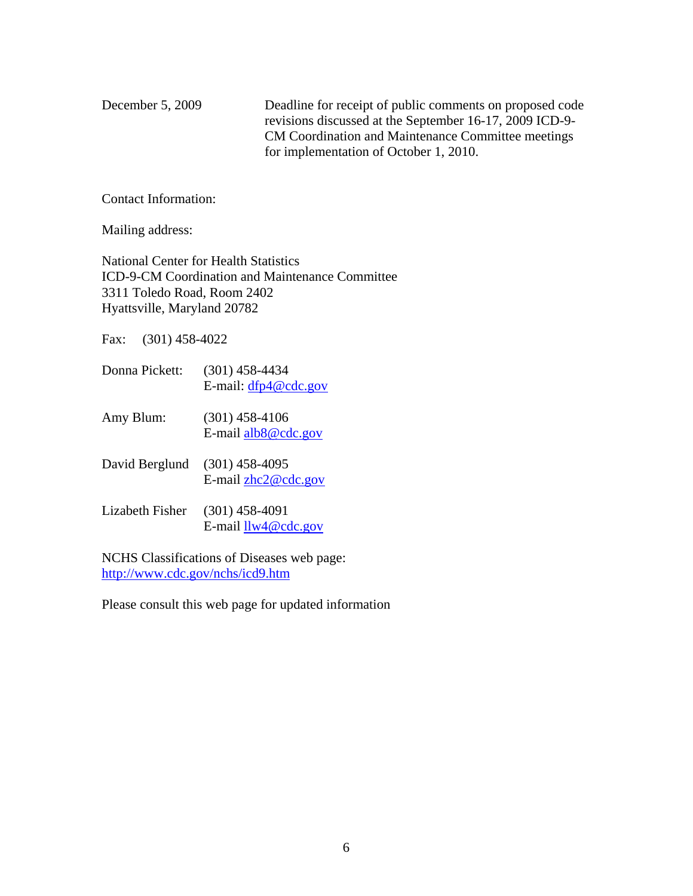| | |
|---|---|
| December 5, 2009 | Deadline for receipt of public comments on proposed code revisions discussed at the September 16-17, 2009 ICD-9-CM Coordination and Maintenance Committee meetings for implementation of October 1, 2010. |

Contact Information:

Mailing address:

National Center for Health Statistics
ICD-9-CM Coordination and Maintenance Committee
3311 Toledo Road, Room 2402
Hyattsville, Maryland 20782

Fax: (301) 458-4022

| | |
|---|---|
| Donna Pickett: | (301) 458-4434<br>E-mail: dfp4@cdc.gov |
| Amy Blum: | (301) 458-4106<br>E-mail alb8@cdc.gov |
| David Berglund | (301) 458-4095<br>E-mail zhc2@cdc.gov |
| Lizabeth Fisher | (301) 458-4091<br>E-mail llw4@cdc.gov |

NCHS Classifications of Diseases web page:
http://www.cdc.gov/nchs/icd9.htm

Please consult this web page for updated information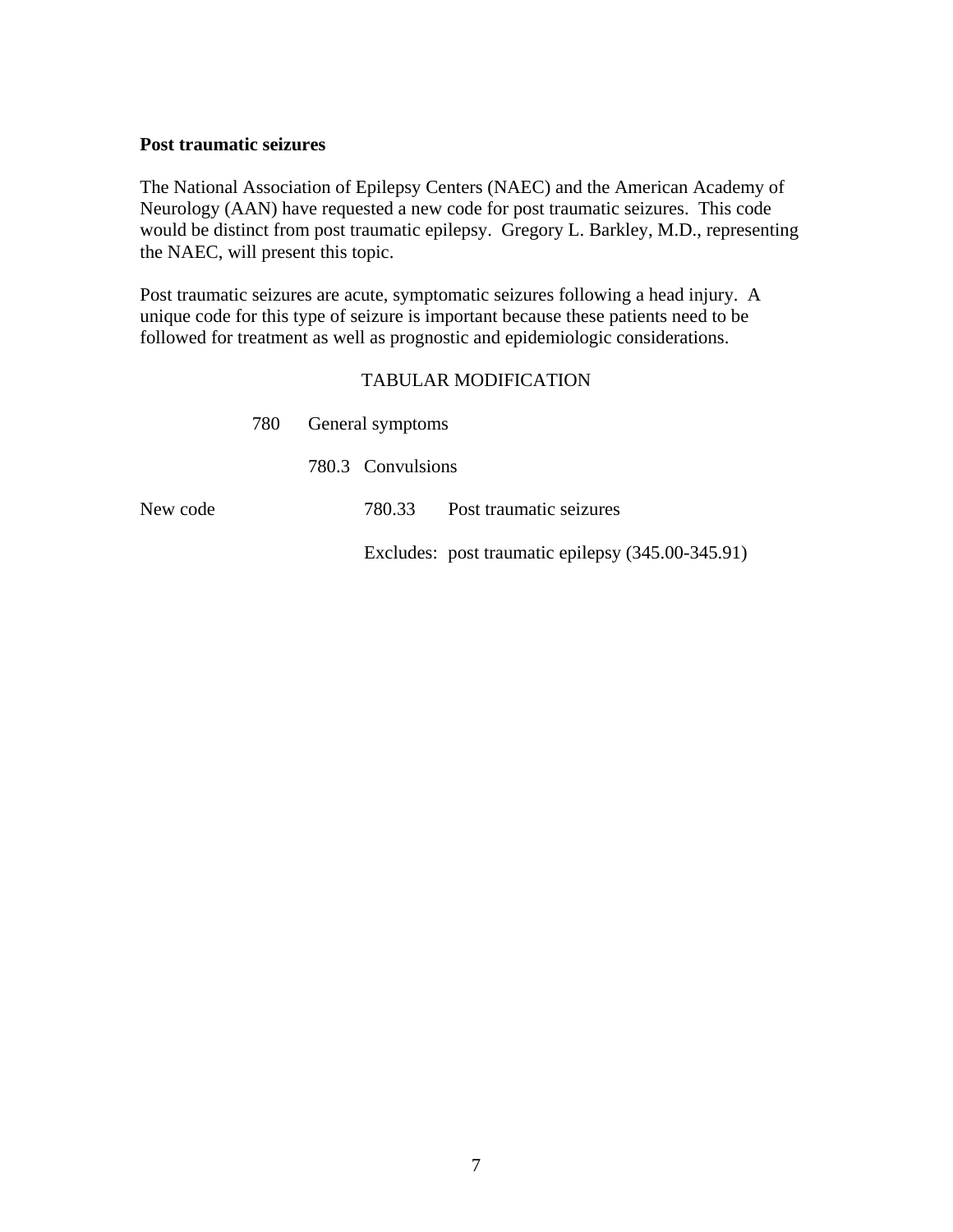**Post traumatic seizures**

The National Association of Epilepsy Centers (NAEC) and the American Academy of Neurology (AAN) have requested a new code for post traumatic seizures. This code would be distinct from post traumatic epilepsy. Gregory L. Barkley, M.D., representing the NAEC, will present this topic.

Post traumatic seizures are acute, symptomatic seizures following a head injury. A unique code for this type of seizure is important because these patients need to be followed for treatment as well as prognostic and epidemiologic considerations.

TABULAR MODIFICATION

780 General symptoms

780.3 Convulsions

New code 780.33 Post traumatic seizures

Excludes: post traumatic epilepsy (345.00-345.91)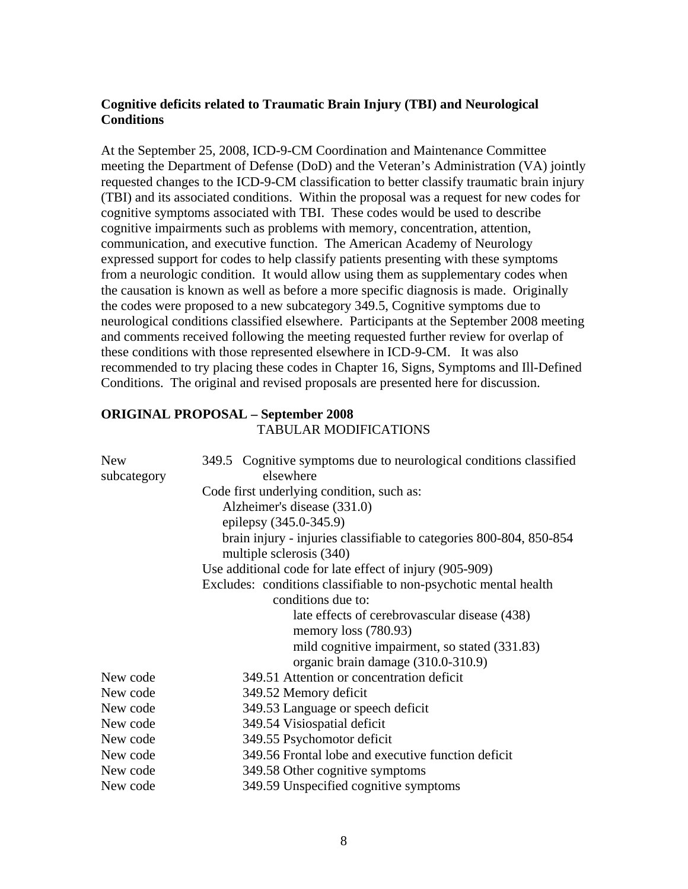**Cognitive deficits related to Traumatic Brain Injury (TBI) and Neurological Conditions**

At the September 25, 2008, ICD-9-CM Coordination and Maintenance Committee meeting the Department of Defense (DoD) and the Veteran's Administration (VA) jointly requested changes to the ICD-9-CM classification to better classify traumatic brain injury (TBI) and its associated conditions. Within the proposal was a request for new codes for cognitive symptoms associated with TBI. These codes would be used to describe cognitive impairments such as problems with memory, concentration, attention, communication, and executive function. The American Academy of Neurology expressed support for codes to help classify patients presenting with these symptoms from a neurologic condition. It would allow using them as supplementary codes when the causation is known as well as before a more specific diagnosis is made. Originally the codes were proposed to a new subcategory 349.5, Cognitive symptoms due to neurological conditions classified elsewhere. Participants at the September 2008 meeting and comments received following the meeting requested further review for overlap of these conditions with those represented elsewhere in ICD-9-CM. It was also recommended to try placing these codes in Chapter 16, Signs, Symptoms and Ill-Defined Conditions. The original and revised proposals are presented here for discussion.

**ORIGINAL PROPOSAL – September 2008**

TABULAR MODIFICATIONS

New subcategory — 349.5 Cognitive symptoms due to neurological conditions classified elsewhere

Code first underlying condition, such as:
- Alzheimer's disease (331.0)
- epilepsy (345.0-345.9)
- brain injury - injuries classifiable to categories 800-804, 850-854
- multiple sclerosis (340)

Use additional code for late effect of injury (905-909)

Excludes: conditions classifiable to non-psychotic mental health conditions due to:
- late effects of cerebrovascular disease (438)
- memory loss (780.93)
- mild cognitive impairment, so stated (331.83)
- organic brain damage (310.0-310.9)

New code — 349.51 Attention or concentration deficit
New code — 349.52 Memory deficit
New code — 349.53 Language or speech deficit
New code — 349.54 Visiospatial deficit
New code — 349.55 Psychomotor deficit
New code — 349.56 Frontal lobe and executive function deficit
New code — 349.58 Other cognitive symptoms
New code — 349.59 Unspecified cognitive symptoms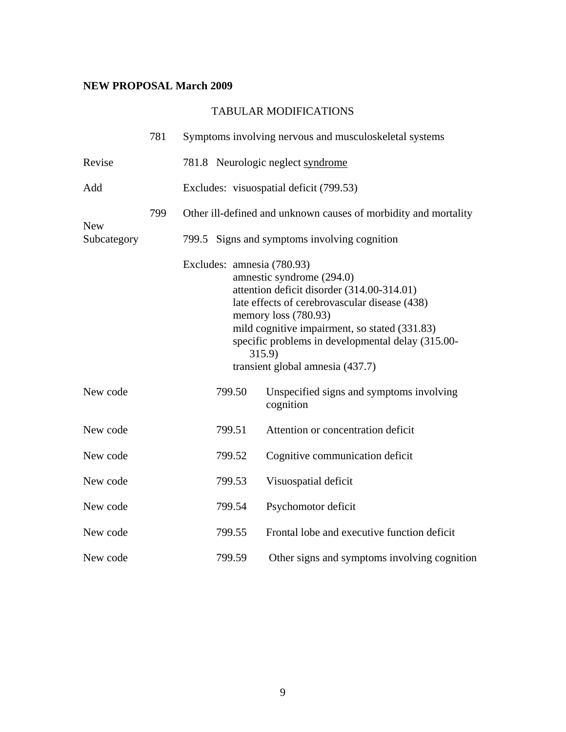**NEW PROPOSAL March 2009**

TABULAR MODIFICATIONS

| | | |
|---|---|---|
| | 781 | Symptoms involving nervous and musculoskeletal systems |
| Revise | | 781.8 Neurologic neglect <u>syndrome</u> |
| Add | | Excludes: visuospatial deficit (799.53) |
| | 799 | Other ill-defined and unknown causes of morbidity and mortality |
| New Subcategory | | 799.5 Signs and symptoms involving cognition |

Excludes: amnesia (780.93)
amnestic syndrome (294.0)
attention deficit disorder (314.00-314.01)
late effects of cerebrovascular disease (438)
memory loss (780.93)
mild cognitive impairment, so stated (331.83)
specific problems in developmental delay (315.00-315.9)
transient global amnesia (437.7)

| | | |
|---|---|---|
| New code | 799.50 | Unspecified signs and symptoms involving cognition |
| New code | 799.51 | Attention or concentration deficit |
| New code | 799.52 | Cognitive communication deficit |
| New code | 799.53 | Visuospatial deficit |
| New code | 799.54 | Psychomotor deficit |
| New code | 799.55 | Frontal lobe and executive function deficit |
| New code | 799.59 | Other signs and symptoms involving cognition |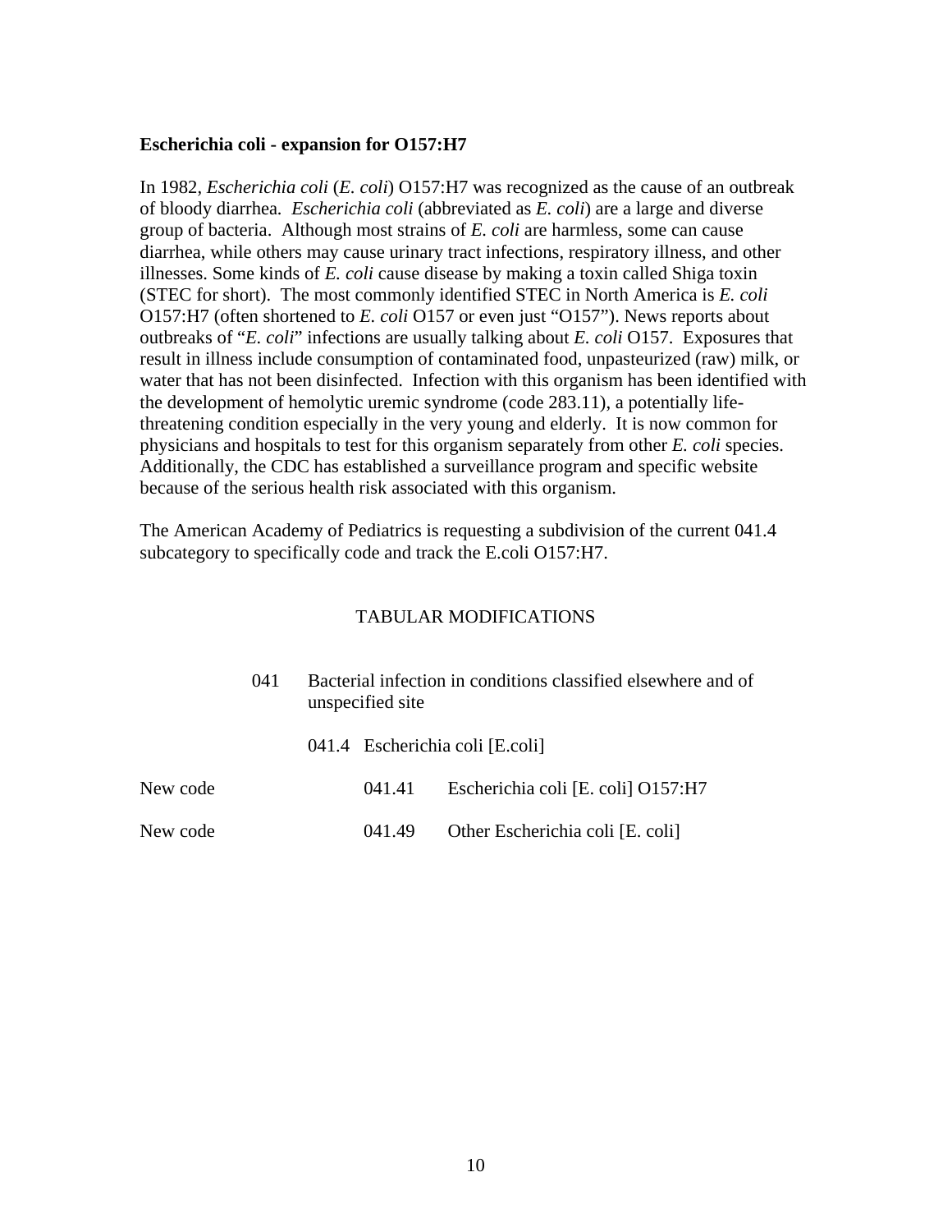**Escherichia coli - expansion for O157:H7**

In 1982, *Escherichia coli* (*E. coli*) O157:H7 was recognized as the cause of an outbreak of bloody diarrhea. *Escherichia coli* (abbreviated as *E. coli*) are a large and diverse group of bacteria. Although most strains of *E. coli* are harmless, some can cause diarrhea, while others may cause urinary tract infections, respiratory illness, and other illnesses. Some kinds of *E. coli* cause disease by making a toxin called Shiga toxin (STEC for short). The most commonly identified STEC in North America is *E. coli* O157:H7 (often shortened to *E. coli* O157 or even just "O157"). News reports about outbreaks of "*E. coli*" infections are usually talking about *E. coli* O157. Exposures that result in illness include consumption of contaminated food, unpasteurized (raw) milk, or water that has not been disinfected. Infection with this organism has been identified with the development of hemolytic uremic syndrome (code 283.11), a potentially life-threatening condition especially in the very young and elderly. It is now common for physicians and hospitals to test for this organism separately from other *E. coli* species. Additionally, the CDC has established a surveillance program and specific website because of the serious health risk associated with this organism.

The American Academy of Pediatrics is requesting a subdivision of the current 041.4 subcategory to specifically code and track the E.coli O157:H7.

TABULAR MODIFICATIONS

| | | | |
|---|---|---|---|
| | 041 | Bacterial infection in conditions classified elsewhere and of unspecified site | |
| | 041.4 | Escherichia coli [E.coli] | |
| New code | | 041.41 | Escherichia coli [E. coli] O157:H7 |
| New code | | 041.49 | Other Escherichia coli [E. coli] |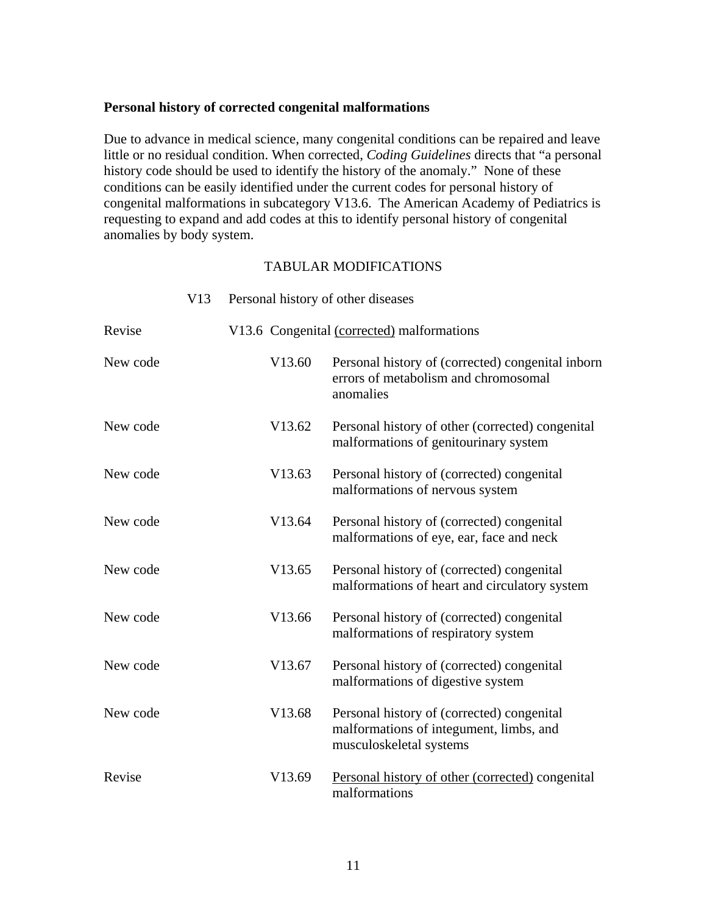**Personal history of corrected congenital malformations**

Due to advance in medical science, many congenital conditions can be repaired and leave little or no residual condition. When corrected, *Coding Guidelines* directs that "a personal history code should be used to identify the history of the anomaly." None of these conditions can be easily identified under the current codes for personal history of congenital malformations in subcategory V13.6. The American Academy of Pediatrics is requesting to expand and add codes at this to identify personal history of congenital anomalies by body system.

TABULAR MODIFICATIONS

| | | |
|---|---|---|
| | V13 | Personal history of other diseases |
| Revise | V13.6 | Congenital <u>(corrected)</u> malformations |
| New code | V13.60 | Personal history of (corrected) congenital inborn errors of metabolism and chromosomal anomalies |
| New code | V13.62 | Personal history of other (corrected) congenital malformations of genitourinary system |
| New code | V13.63 | Personal history of (corrected) congenital malformations of nervous system |
| New code | V13.64 | Personal history of (corrected) congenital malformations of eye, ear, face and neck |
| New code | V13.65 | Personal history of (corrected) congenital malformations of heart and circulatory system |
| New code | V13.66 | Personal history of (corrected) congenital malformations of respiratory system |
| New code | V13.67 | Personal history of (corrected) congenital malformations of digestive system |
| New code | V13.68 | Personal history of (corrected) congenital malformations of integument, limbs, and musculoskeletal systems |
| Revise | V13.69 | <u>Personal history of other (corrected)</u> congenital malformations |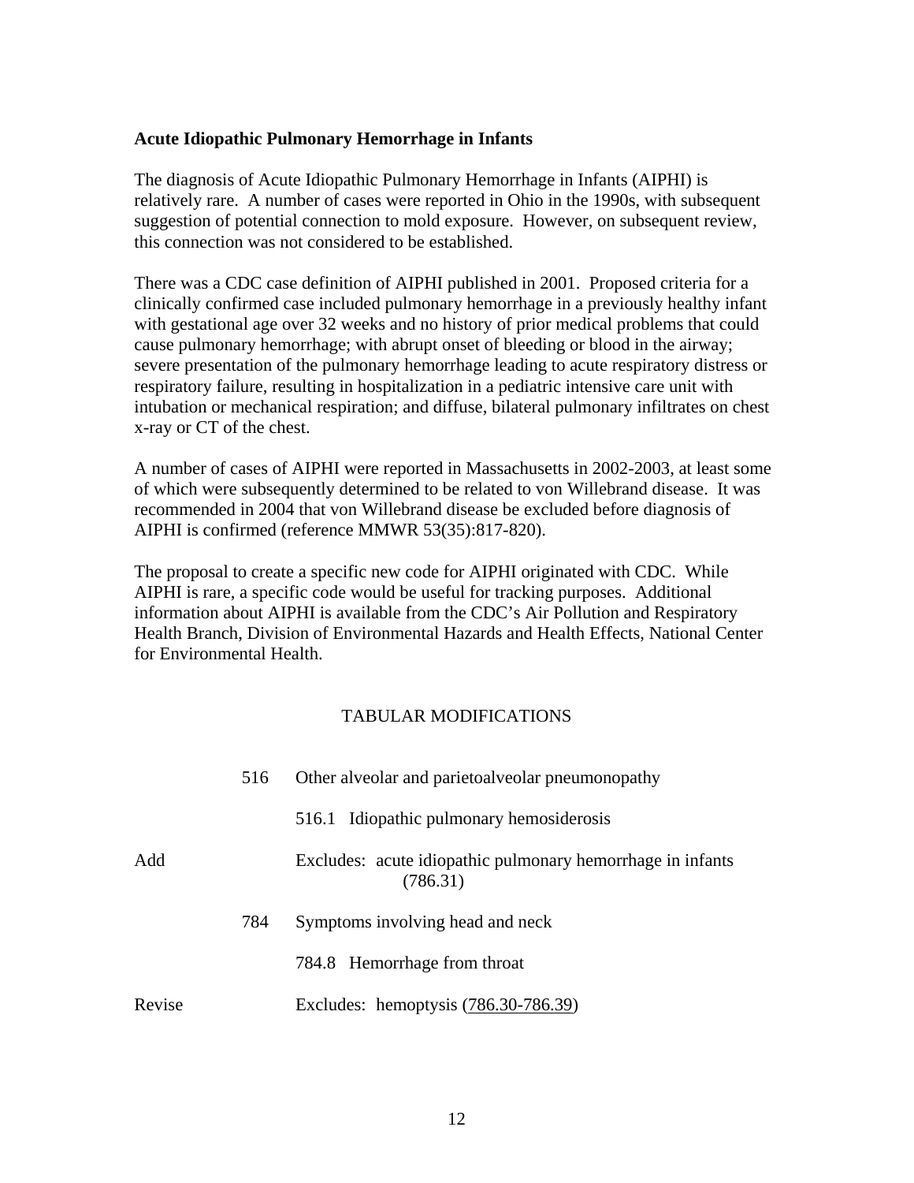**Acute Idiopathic Pulmonary Hemorrhage in Infants**

The diagnosis of Acute Idiopathic Pulmonary Hemorrhage in Infants (AIPHI) is relatively rare. A number of cases were reported in Ohio in the 1990s, with subsequent suggestion of potential connection to mold exposure. However, on subsequent review, this connection was not considered to be established.

There was a CDC case definition of AIPHI published in 2001. Proposed criteria for a clinically confirmed case included pulmonary hemorrhage in a previously healthy infant with gestational age over 32 weeks and no history of prior medical problems that could cause pulmonary hemorrhage; with abrupt onset of bleeding or blood in the airway; severe presentation of the pulmonary hemorrhage leading to acute respiratory distress or respiratory failure, resulting in hospitalization in a pediatric intensive care unit with intubation or mechanical respiration; and diffuse, bilateral pulmonary infiltrates on chest x-ray or CT of the chest.

A number of cases of AIPHI were reported in Massachusetts in 2002-2003, at least some of which were subsequently determined to be related to von Willebrand disease. It was recommended in 2004 that von Willebrand disease be excluded before diagnosis of AIPHI is confirmed (reference MMWR 53(35):817-820).

The proposal to create a specific new code for AIPHI originated with CDC. While AIPHI is rare, a specific code would be useful for tracking purposes. Additional information about AIPHI is available from the CDC's Air Pollution and Respiratory Health Branch, Division of Environmental Hazards and Health Effects, National Center for Environmental Health.

TABULAR MODIFICATIONS

| | | |
|---|---|---|
| | 516 | Other alveolar and parietoalveolar pneumonopathy |
| | | 516.1 Idiopathic pulmonary hemosiderosis |
| Add | | Excludes: acute idiopathic pulmonary hemorrhage in infants (786.31) |
| | 784 | Symptoms involving head and neck |
| | | 784.8 Hemorrhage from throat |
| Revise | | Excludes: hemoptysis (786.30-786.39) |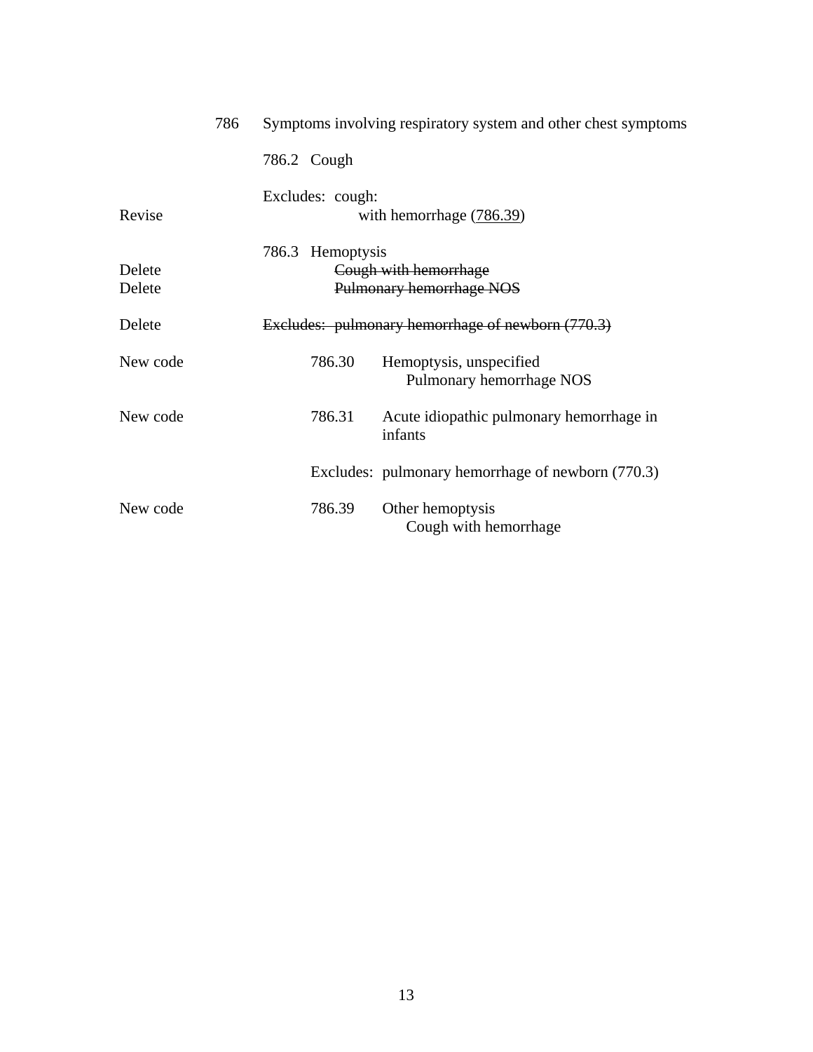| | | |
|---|---|---|
| | 786 | Symptoms involving respiratory system and other chest symptoms |
| | | 786.2 Cough |
| Revise | | Excludes: cough: with hemorrhage (786.39) |
| | | 786.3 Hemoptysis |
| Delete | | ~~Cough with hemorrhage~~ |
| Delete | | ~~Pulmonary hemorrhage NOS~~ |
| Delete | | ~~Excludes: pulmonary hemorrhage of newborn (770.3)~~ |
| New code | 786.30 | Hemoptysis, unspecified<br>Pulmonary hemorrhage NOS |
| New code | 786.31 | Acute idiopathic pulmonary hemorrhage in infants |
| | | Excludes: pulmonary hemorrhage of newborn (770.3) |
| New code | 786.39 | Other hemoptysis<br>Cough with hemorrhage |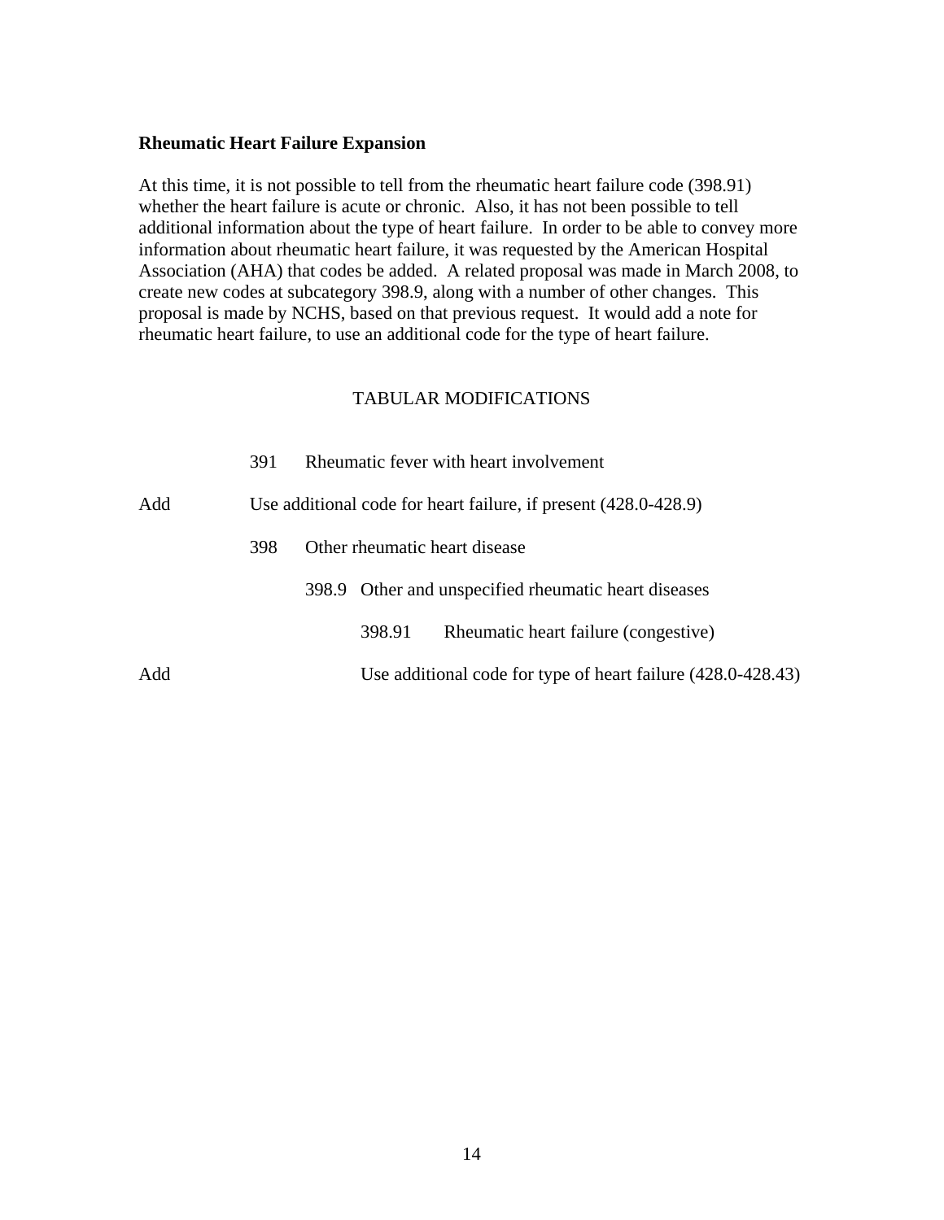**Rheumatic Heart Failure Expansion**

At this time, it is not possible to tell from the rheumatic heart failure code (398.91) whether the heart failure is acute or chronic. Also, it has not been possible to tell additional information about the type of heart failure. In order to be able to convey more information about rheumatic heart failure, it was requested by the American Hospital Association (AHA) that codes be added. A related proposal was made in March 2008, to create new codes at subcategory 398.9, along with a number of other changes. This proposal is made by NCHS, based on that previous request. It would add a note for rheumatic heart failure, to use an additional code for the type of heart failure.

TABULAR MODIFICATIONS

391 Rheumatic fever with heart involvement

Add Use additional code for heart failure, if present (428.0-428.9)

398 Other rheumatic heart disease

398.9 Other and unspecified rheumatic heart diseases

398.91 Rheumatic heart failure (congestive)

Add Use additional code for type of heart failure (428.0-428.43)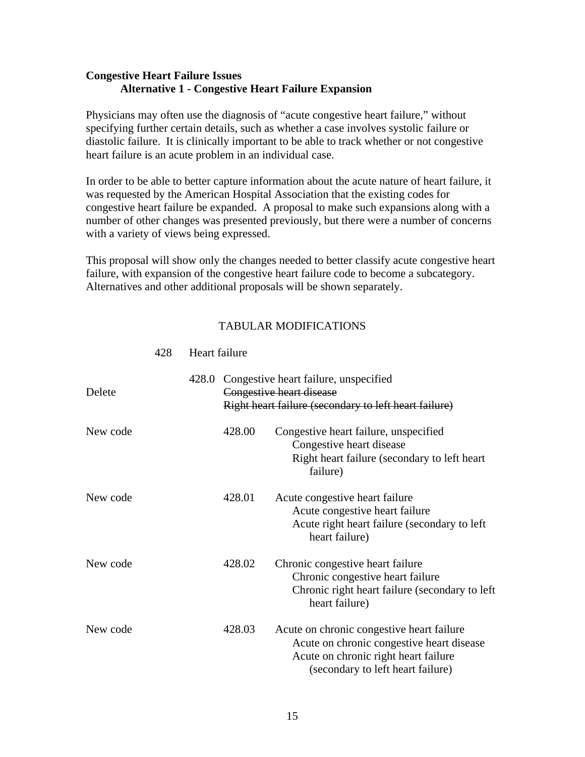**Congestive Heart Failure Issues**

**Alternative 1 - Congestive Heart Failure Expansion**

Physicians may often use the diagnosis of "acute congestive heart failure," without specifying further certain details, such as whether a case involves systolic failure or diastolic failure. It is clinically important to be able to track whether or not congestive heart failure is an acute problem in an individual case.

In order to be able to better capture information about the acute nature of heart failure, it was requested by the American Hospital Association that the existing codes for congestive heart failure be expanded. A proposal to make such expansions along with a number of other changes was presented previously, but there were a number of concerns with a variety of views being expressed.

This proposal will show only the changes needed to better classify acute congestive heart failure, with expansion of the congestive heart failure code to become a subcategory. Alternatives and other additional proposals will be shown separately.

TABULAR MODIFICATIONS

428 Heart failure

428.0 Congestive heart failure, unspecified

Delete ~~Congestive heart disease~~
~~Right heart failure (secondary to left heart failure)~~

New code 428.00 Congestive heart failure, unspecified
Congestive heart disease
Right heart failure (secondary to left heart failure)

New code 428.01 Acute congestive heart failure
Acute congestive heart failure
Acute right heart failure (secondary to left heart failure)

New code 428.02 Chronic congestive heart failure
Chronic congestive heart failure
Chronic right heart failure (secondary to left heart failure)

New code 428.03 Acute on chronic congestive heart failure
Acute on chronic congestive heart disease
Acute on chronic right heart failure (secondary to left heart failure)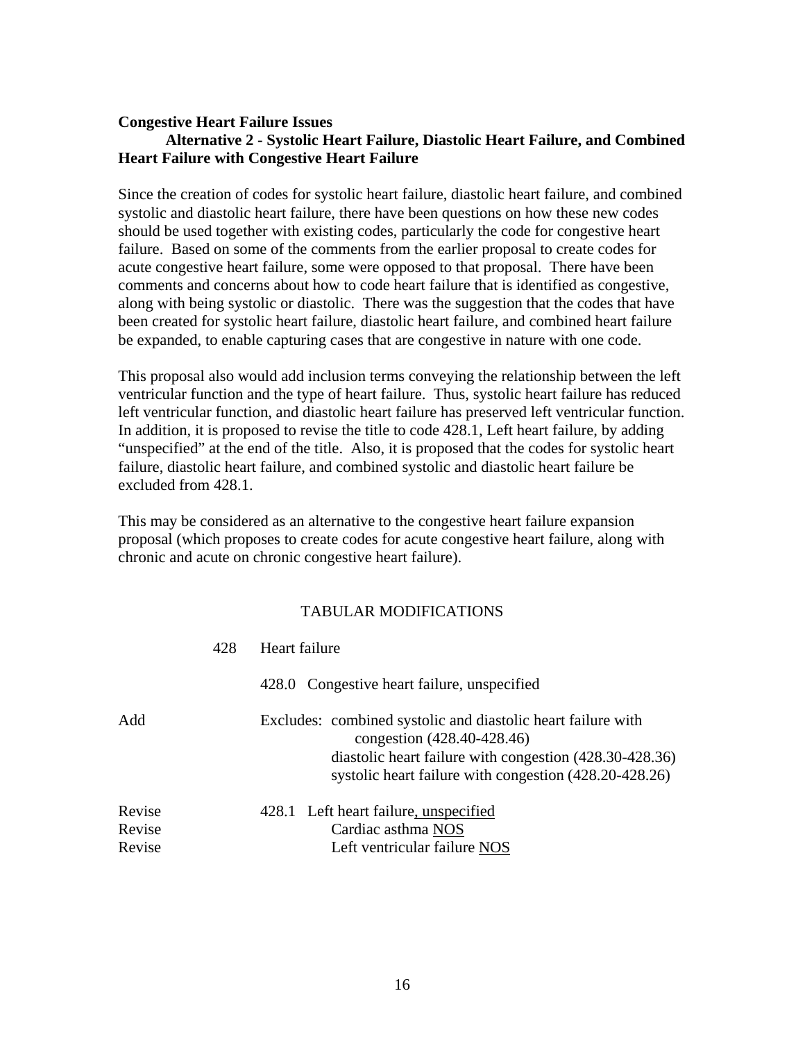**Congestive Heart Failure Issues**

**Alternative 2 - Systolic Heart Failure, Diastolic Heart Failure, and Combined Heart Failure with Congestive Heart Failure**

Since the creation of codes for systolic heart failure, diastolic heart failure, and combined systolic and diastolic heart failure, there have been questions on how these new codes should be used together with existing codes, particularly the code for congestive heart failure. Based on some of the comments from the earlier proposal to create codes for acute congestive heart failure, some were opposed to that proposal. There have been comments and concerns about how to code heart failure that is identified as congestive, along with being systolic or diastolic. There was the suggestion that the codes that have been created for systolic heart failure, diastolic heart failure, and combined heart failure be expanded, to enable capturing cases that are congestive in nature with one code.

This proposal also would add inclusion terms conveying the relationship between the left ventricular function and the type of heart failure. Thus, systolic heart failure has reduced left ventricular function, and diastolic heart failure has preserved left ventricular function. In addition, it is proposed to revise the title to code 428.1, Left heart failure, by adding "unspecified" at the end of the title. Also, it is proposed that the codes for systolic heart failure, diastolic heart failure, and combined systolic and diastolic heart failure be excluded from 428.1.

This may be considered as an alternative to the congestive heart failure expansion proposal (which proposes to create codes for acute congestive heart failure, along with chronic and acute on chronic congestive heart failure).

TABULAR MODIFICATIONS

| | | |
|---|---|---|
| | 428 | Heart failure |
| | | 428.0 Congestive heart failure, unspecified |
| Add | | Excludes: combined systolic and diastolic heart failure with congestion (428.40-428.46)<br>diastolic heart failure with congestion (428.30-428.36)<br>systolic heart failure with congestion (428.20-428.26) |
| Revise | | 428.1 Left heart failure<u>, unspecified</u> |
| Revise | | Cardiac asthma <u>NOS</u> |
| Revise | | Left ventricular failure <u>NOS</u> |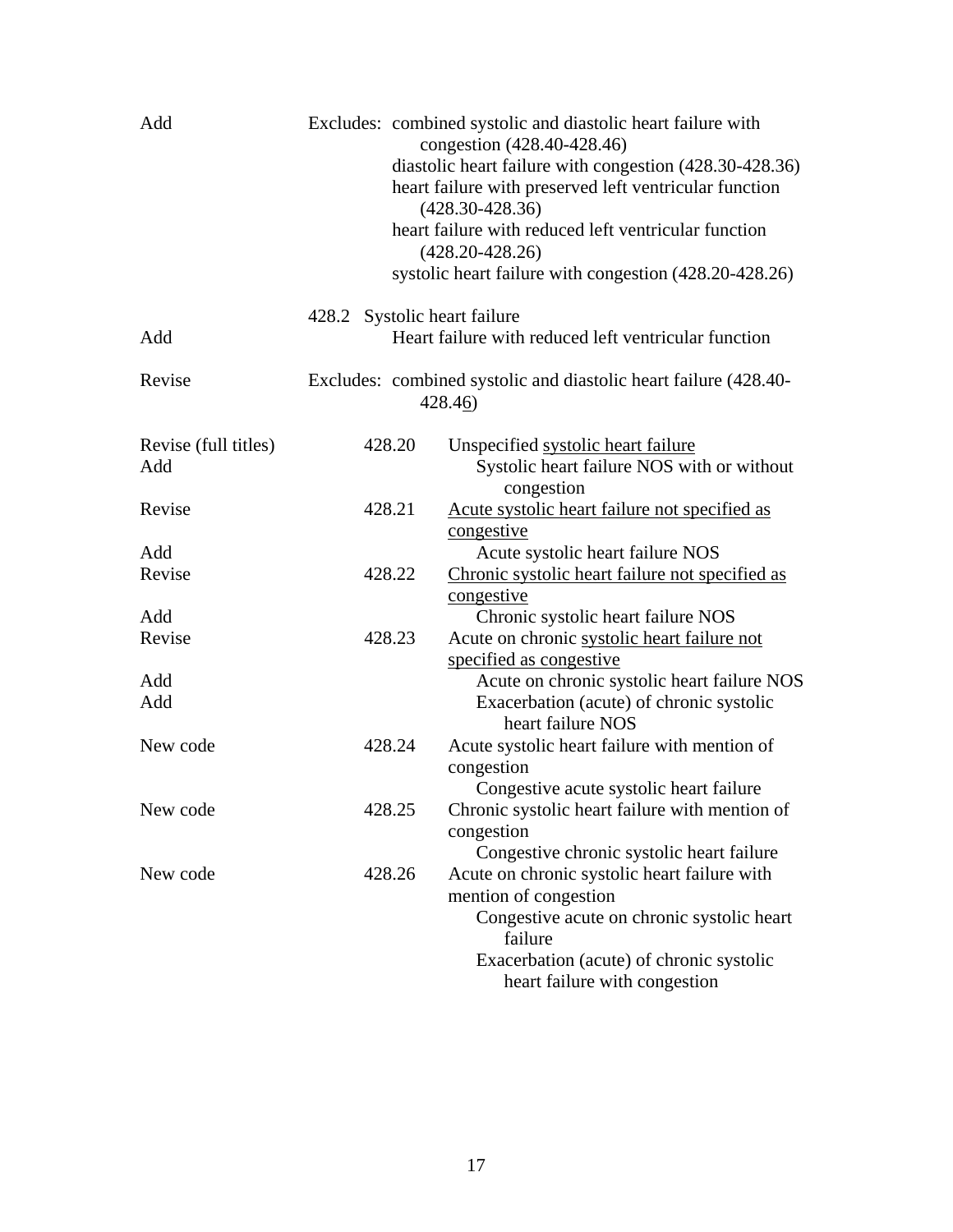| | |
|---|---|
| Add | Excludes: combined systolic and diastolic heart failure with congestion (428.40-428.46)<br>diastolic heart failure with congestion (428.30-428.36)<br>heart failure with preserved left ventricular function (428.30-428.36)<br>heart failure with reduced left ventricular function (428.20-428.26)<br>systolic heart failure with congestion (428.20-428.26) |
| | 428.2 Systolic heart failure |
| Add | Heart failure with reduced left ventricular function |
| Revise | Excludes: combined systolic and diastolic heart failure (428.40-428.4<u>6</u>) |
| Revise (full titles) | 428.20 Unspecified <u>systolic heart failure</u> |
| Add | Systolic heart failure NOS with or without congestion |
| Revise | 428.21 <u>Acute systolic heart failure not specified as congestive</u> |
| Add | Acute systolic heart failure NOS |
| Revise | 428.22 <u>Chronic systolic heart failure not specified as congestive</u> |
| Add | Chronic systolic heart failure NOS |
| Revise | 428.23 Acute on chronic <u>systolic heart failure not specified as congestive</u> |
| Add | Acute on chronic systolic heart failure NOS |
| Add | Exacerbation (acute) of chronic systolic heart failure NOS |
| New code | 428.24 Acute systolic heart failure with mention of congestion<br>Congestive acute systolic heart failure |
| New code | 428.25 Chronic systolic heart failure with mention of congestion<br>Congestive chronic systolic heart failure |
| New code | 428.26 Acute on chronic systolic heart failure with mention of congestion<br>Congestive acute on chronic systolic heart failure<br>Exacerbation (acute) of chronic systolic heart failure with congestion |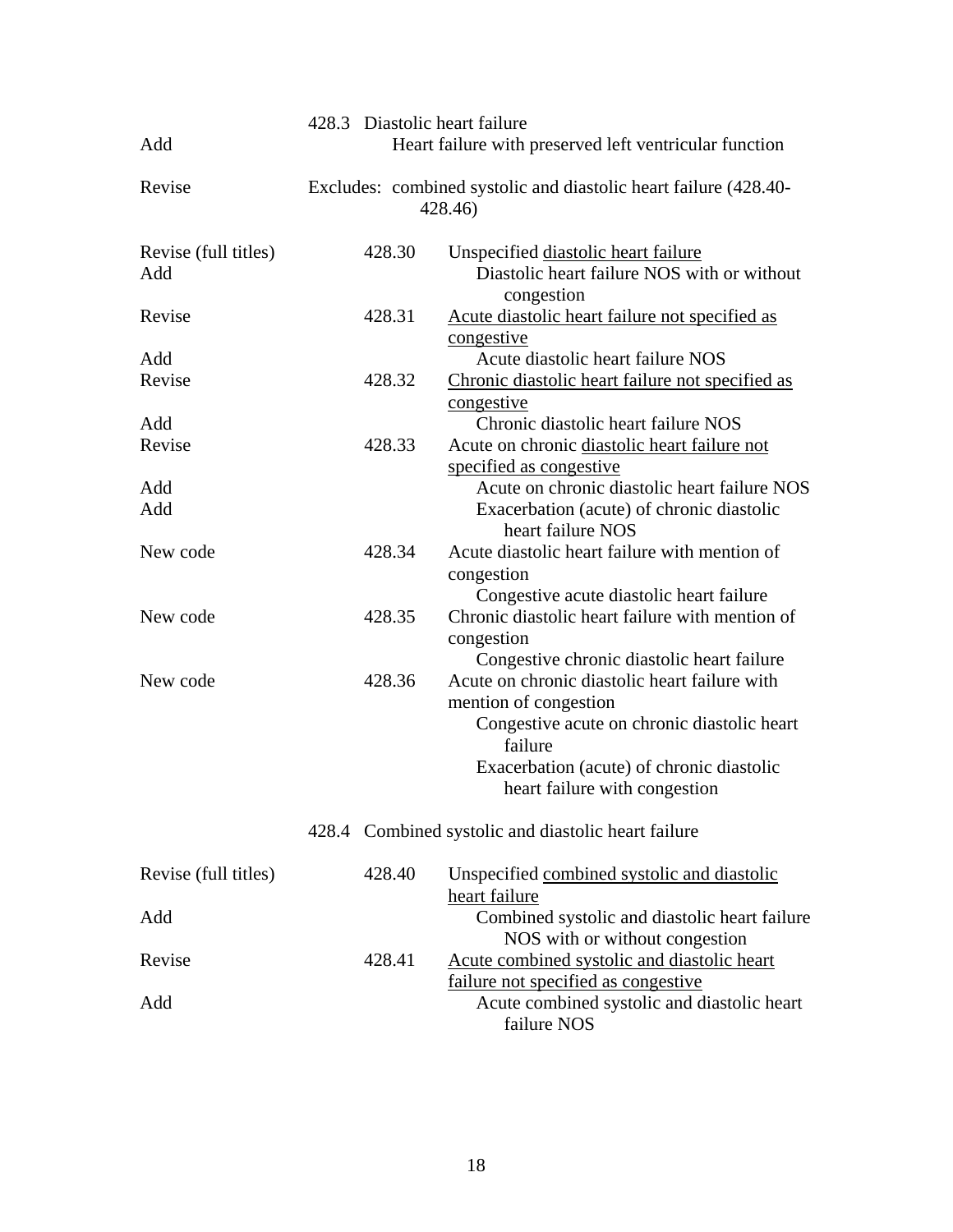| | | |
|---|---|---|
| | 428.3 | Diastolic heart failure |
| Add | | Heart failure with preserved left ventricular function |
| Revise | | Excludes: combined systolic and diastolic heart failure (428.40-428.46) |
| Revise (full titles) | 428.30 | Unspecified <u>diastolic heart failure</u> |
| Add | | Diastolic heart failure NOS with or without congestion |
| Revise | 428.31 | <u>Acute diastolic heart failure not specified as congestive</u> |
| Add | | Acute diastolic heart failure NOS |
| Revise | 428.32 | <u>Chronic diastolic heart failure not specified as congestive</u> |
| Add | | Chronic diastolic heart failure NOS |
| Revise | 428.33 | Acute on chronic <u>diastolic heart failure not specified as congestive</u> |
| Add | | Acute on chronic diastolic heart failure NOS |
| Add | | Exacerbation (acute) of chronic diastolic heart failure NOS |
| New code | 428.34 | Acute diastolic heart failure with mention of congestion |
| | | Congestive acute diastolic heart failure |
| New code | 428.35 | Chronic diastolic heart failure with mention of congestion |
| | | Congestive chronic diastolic heart failure |
| New code | 428.36 | Acute on chronic diastolic heart failure with mention of congestion |
| | | Congestive acute on chronic diastolic heart failure |
| | | Exacerbation (acute) of chronic diastolic heart failure with congestion |
| | 428.4 | Combined systolic and diastolic heart failure |
| Revise (full titles) | 428.40 | Unspecified <u>combined systolic and diastolic heart failure</u> |
| Add | | Combined systolic and diastolic heart failure NOS with or without congestion |
| Revise | 428.41 | <u>Acute combined systolic and diastolic heart failure not specified as congestive</u> |
| Add | | Acute combined systolic and diastolic heart failure NOS |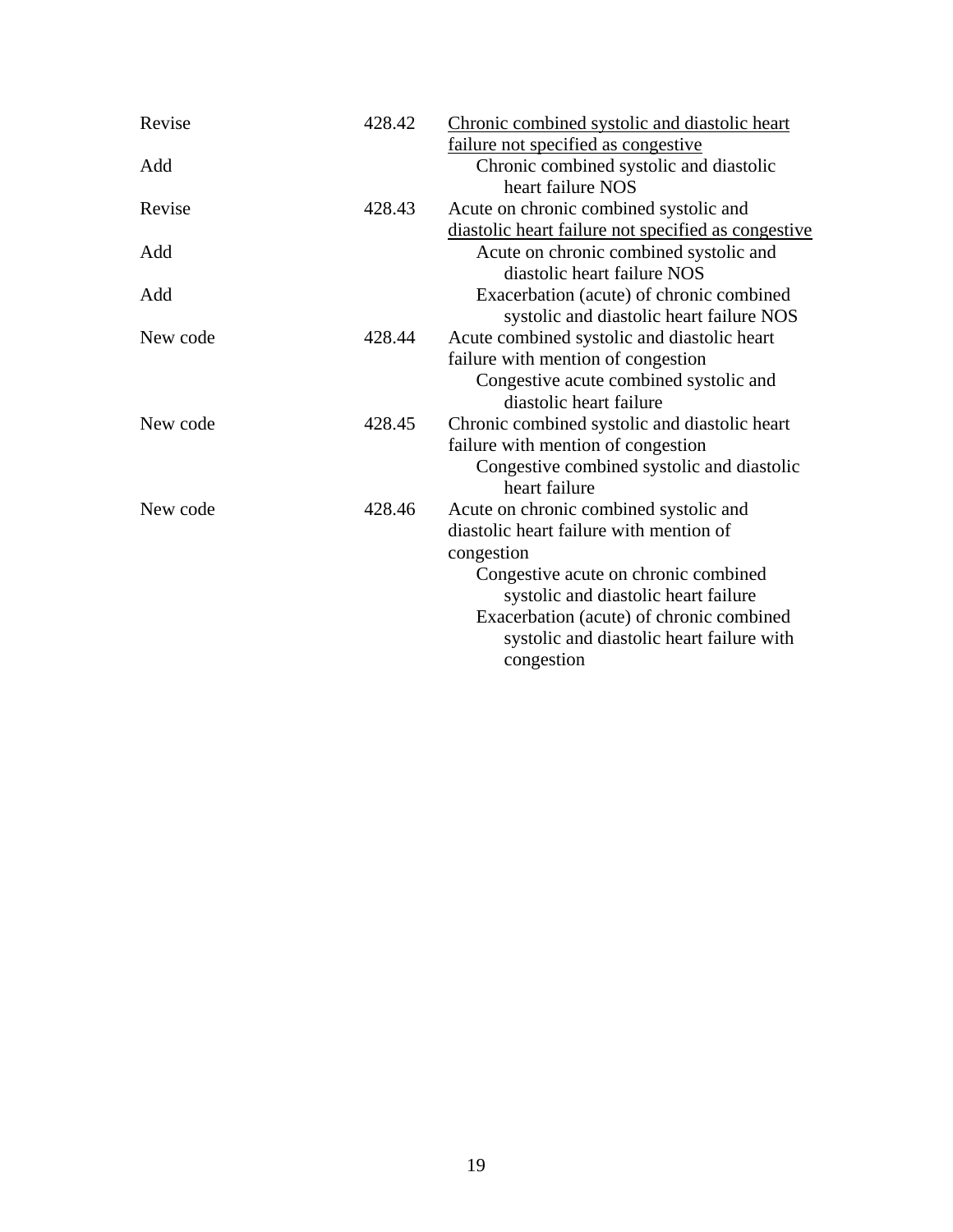| | | |
|---|---|---|
| Revise | 428.42 | <u>Chronic combined systolic and diastolic heart failure not specified as congestive</u> |
| Add | | Chronic combined systolic and diastolic heart failure NOS |
| Revise | 428.43 | Acute on chronic combined systolic and <u>diastolic heart failure not specified as congestive</u> |
| Add | | Acute on chronic combined systolic and diastolic heart failure NOS |
| Add | | Exacerbation (acute) of chronic combined systolic and diastolic heart failure NOS |
| New code | 428.44 | Acute combined systolic and diastolic heart failure with mention of congestion<br>Congestive acute combined systolic and diastolic heart failure |
| New code | 428.45 | Chronic combined systolic and diastolic heart failure with mention of congestion<br>Congestive combined systolic and diastolic heart failure |
| New code | 428.46 | Acute on chronic combined systolic and diastolic heart failure with mention of congestion<br>Congestive acute on chronic combined systolic and diastolic heart failure<br>Exacerbation (acute) of chronic combined systolic and diastolic heart failure with congestion |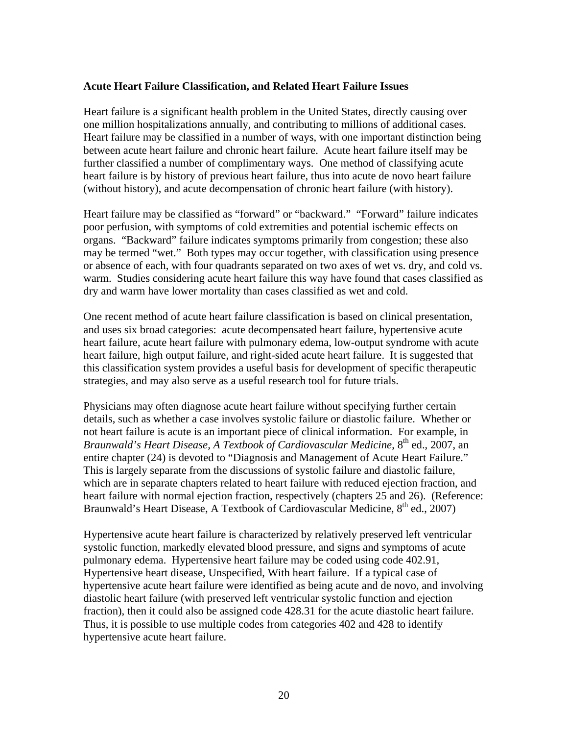**Acute Heart Failure Classification, and Related Heart Failure Issues**

Heart failure is a significant health problem in the United States, directly causing over one million hospitalizations annually, and contributing to millions of additional cases. Heart failure may be classified in a number of ways, with one important distinction being between acute heart failure and chronic heart failure. Acute heart failure itself may be further classified a number of complimentary ways. One method of classifying acute heart failure is by history of previous heart failure, thus into acute de novo heart failure (without history), and acute decompensation of chronic heart failure (with history).

Heart failure may be classified as "forward" or "backward." "Forward" failure indicates poor perfusion, with symptoms of cold extremities and potential ischemic effects on organs. "Backward" failure indicates symptoms primarily from congestion; these also may be termed "wet." Both types may occur together, with classification using presence or absence of each, with four quadrants separated on two axes of wet vs. dry, and cold vs. warm. Studies considering acute heart failure this way have found that cases classified as dry and warm have lower mortality than cases classified as wet and cold.

One recent method of acute heart failure classification is based on clinical presentation, and uses six broad categories: acute decompensated heart failure, hypertensive acute heart failure, acute heart failure with pulmonary edema, low-output syndrome with acute heart failure, high output failure, and right-sided acute heart failure. It is suggested that this classification system provides a useful basis for development of specific therapeutic strategies, and may also serve as a useful research tool for future trials.

Physicians may often diagnose acute heart failure without specifying further certain details, such as whether a case involves systolic failure or diastolic failure. Whether or not heart failure is acute is an important piece of clinical information. For example, in *Braunwald's Heart Disease, A Textbook of Cardiovascular Medicine*, 8th ed., 2007, an entire chapter (24) is devoted to "Diagnosis and Management of Acute Heart Failure." This is largely separate from the discussions of systolic failure and diastolic failure, which are in separate chapters related to heart failure with reduced ejection fraction, and heart failure with normal ejection fraction, respectively (chapters 25 and 26). (Reference: Braunwald's Heart Disease, A Textbook of Cardiovascular Medicine, 8th ed., 2007)

Hypertensive acute heart failure is characterized by relatively preserved left ventricular systolic function, markedly elevated blood pressure, and signs and symptoms of acute pulmonary edema. Hypertensive heart failure may be coded using code 402.91, Hypertensive heart disease, Unspecified, With heart failure. If a typical case of hypertensive acute heart failure were identified as being acute and de novo, and involving diastolic heart failure (with preserved left ventricular systolic function and ejection fraction), then it could also be assigned code 428.31 for the acute diastolic heart failure. Thus, it is possible to use multiple codes from categories 402 and 428 to identify hypertensive acute heart failure.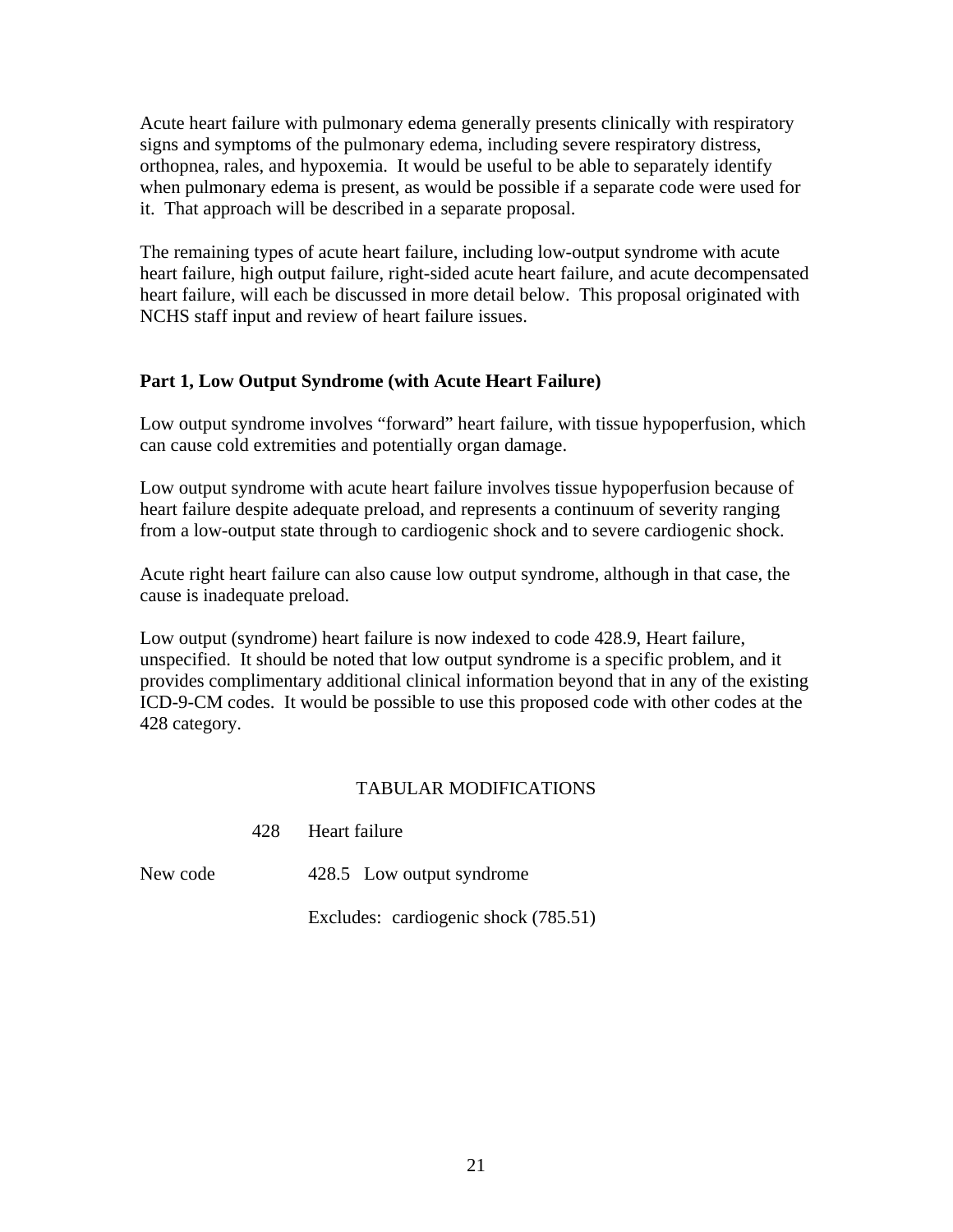Acute heart failure with pulmonary edema generally presents clinically with respiratory signs and symptoms of the pulmonary edema, including severe respiratory distress, orthopnea, rales, and hypoxemia. It would be useful to be able to separately identify when pulmonary edema is present, as would be possible if a separate code were used for it. That approach will be described in a separate proposal.

The remaining types of acute heart failure, including low-output syndrome with acute heart failure, high output failure, right-sided acute heart failure, and acute decompensated heart failure, will each be discussed in more detail below. This proposal originated with NCHS staff input and review of heart failure issues.

**Part 1, Low Output Syndrome (with Acute Heart Failure)**

Low output syndrome involves "forward" heart failure, with tissue hypoperfusion, which can cause cold extremities and potentially organ damage.

Low output syndrome with acute heart failure involves tissue hypoperfusion because of heart failure despite adequate preload, and represents a continuum of severity ranging from a low-output state through to cardiogenic shock and to severe cardiogenic shock.

Acute right heart failure can also cause low output syndrome, although in that case, the cause is inadequate preload.

Low output (syndrome) heart failure is now indexed to code 428.9, Heart failure, unspecified. It should be noted that low output syndrome is a specific problem, and it provides complimentary additional clinical information beyond that in any of the existing ICD-9-CM codes. It would be possible to use this proposed code with other codes at the 428 category.

TABULAR MODIFICATIONS

428 Heart failure

New code 428.5 Low output syndrome

Excludes: cardiogenic shock (785.51)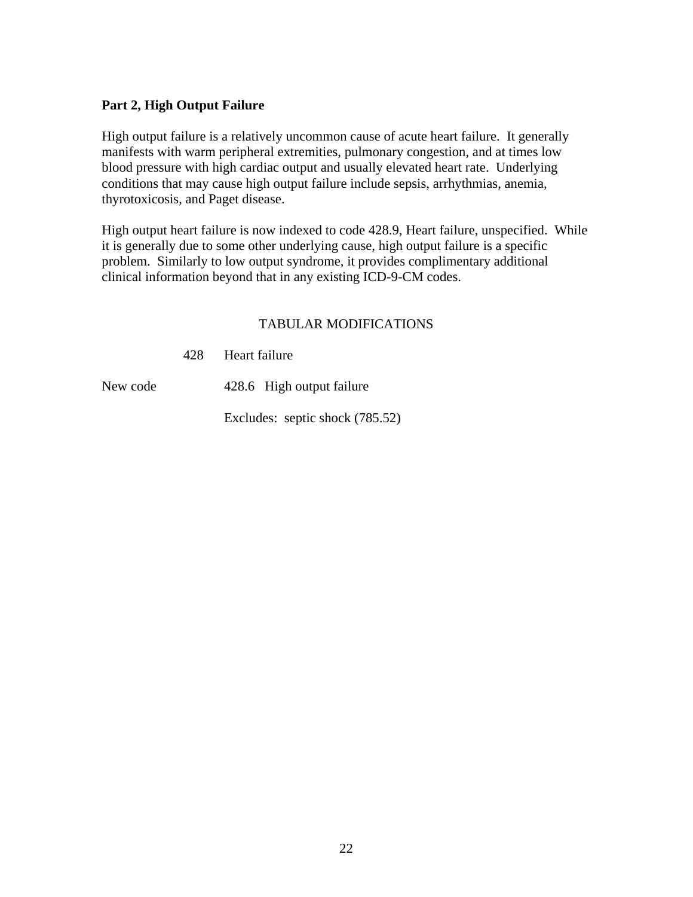**Part 2, High Output Failure**

High output failure is a relatively uncommon cause of acute heart failure. It generally manifests with warm peripheral extremities, pulmonary congestion, and at times low blood pressure with high cardiac output and usually elevated heart rate. Underlying conditions that may cause high output failure include sepsis, arrhythmias, anemia, thyrotoxicosis, and Paget disease.

High output heart failure is now indexed to code 428.9, Heart failure, unspecified. While it is generally due to some other underlying cause, high output failure is a specific problem. Similarly to low output syndrome, it provides complimentary additional clinical information beyond that in any existing ICD-9-CM codes.

TABULAR MODIFICATIONS

428 Heart failure

New code 428.6 High output failure

Excludes: septic shock (785.52)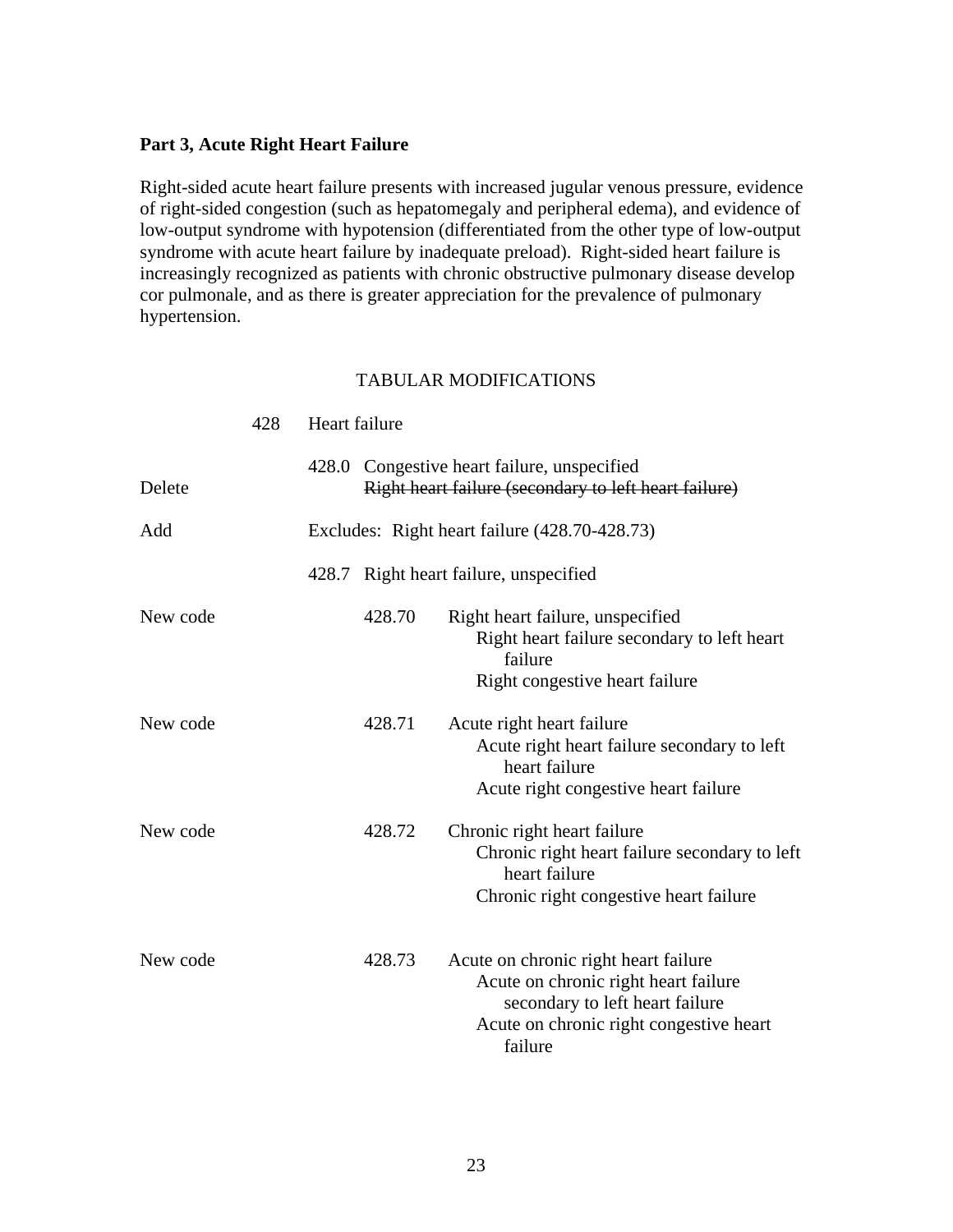**Part 3, Acute Right Heart Failure**

Right-sided acute heart failure presents with increased jugular venous pressure, evidence of right-sided congestion (such as hepatomegaly and peripheral edema), and evidence of low-output syndrome with hypotension (differentiated from the other type of low-output syndrome with acute heart failure by inadequate preload). Right-sided heart failure is increasingly recognized as patients with chronic obstructive pulmonary disease develop cor pulmonale, and as there is greater appreciation for the prevalence of pulmonary hypertension.

TABULAR MODIFICATIONS

| | | |
|---|---|---|
| | 428 | Heart failure |
| | 428.0 | Congestive heart failure, unspecified |
| Delete | | ~~Right heart failure (secondary to left heart failure)~~ |
| Add | | Excludes: Right heart failure (428.70-428.73) |
| | 428.7 | Right heart failure, unspecified |
| New code | 428.70 | Right heart failure, unspecified<br>Right heart failure secondary to left heart failure<br>Right congestive heart failure |
| New code | 428.71 | Acute right heart failure<br>Acute right heart failure secondary to left heart failure<br>Acute right congestive heart failure |
| New code | 428.72 | Chronic right heart failure<br>Chronic right heart failure secondary to left heart failure<br>Chronic right congestive heart failure |
| New code | 428.73 | Acute on chronic right heart failure<br>Acute on chronic right heart failure secondary to left heart failure<br>Acute on chronic right congestive heart failure |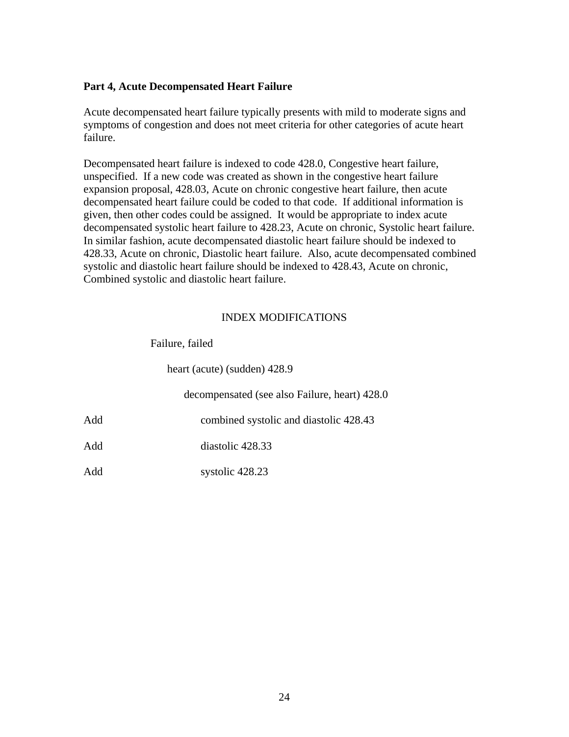**Part 4, Acute Decompensated Heart Failure**

Acute decompensated heart failure typically presents with mild to moderate signs and symptoms of congestion and does not meet criteria for other categories of acute heart failure.

Decompensated heart failure is indexed to code 428.0, Congestive heart failure, unspecified. If a new code was created as shown in the congestive heart failure expansion proposal, 428.03, Acute on chronic congestive heart failure, then acute decompensated heart failure could be coded to that code. If additional information is given, then other codes could be assigned. It would be appropriate to index acute decompensated systolic heart failure to 428.23, Acute on chronic, Systolic heart failure. In similar fashion, acute decompensated diastolic heart failure should be indexed to 428.33, Acute on chronic, Diastolic heart failure. Also, acute decompensated combined systolic and diastolic heart failure should be indexed to 428.43, Acute on chronic, Combined systolic and diastolic heart failure.

INDEX MODIFICATIONS

| | |
|---|---|
| | Failure, failed |
| | heart (acute) (sudden) 428.9 |
| | decompensated (see also Failure, heart) 428.0 |
| Add | combined systolic and diastolic 428.43 |
| Add | diastolic 428.33 |
| Add | systolic 428.23 |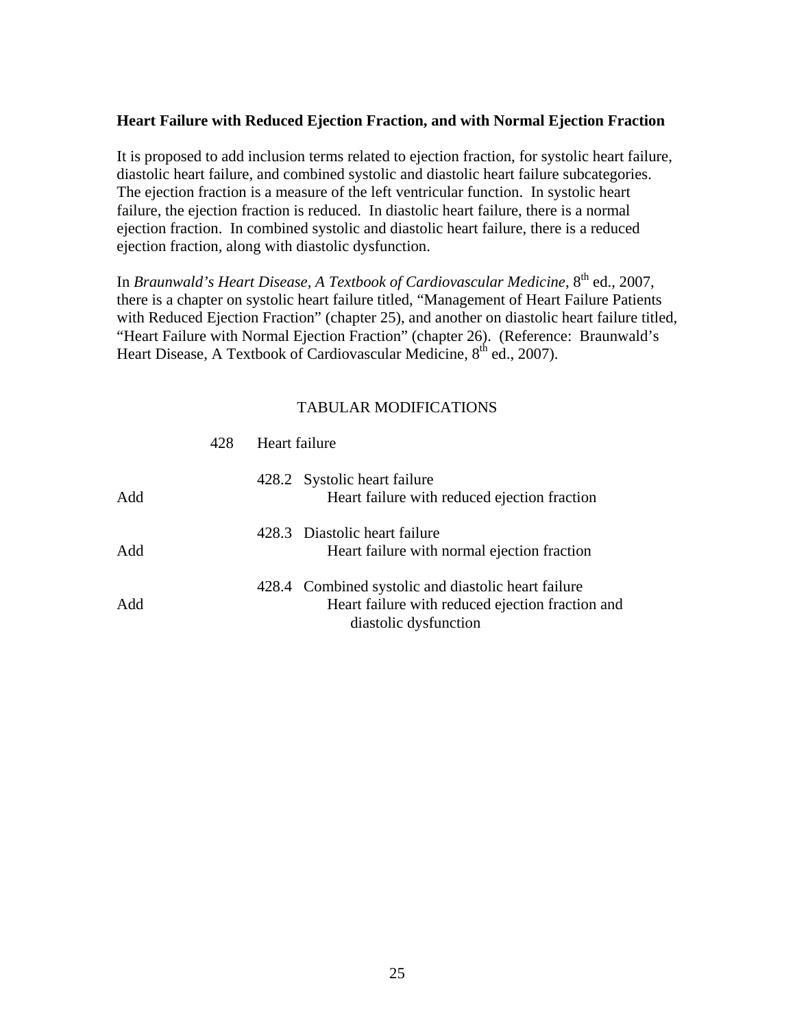**Heart Failure with Reduced Ejection Fraction, and with Normal Ejection Fraction**

It is proposed to add inclusion terms related to ejection fraction, for systolic heart failure, diastolic heart failure, and combined systolic and diastolic heart failure subcategories. The ejection fraction is a measure of the left ventricular function. In systolic heart failure, the ejection fraction is reduced. In diastolic heart failure, there is a normal ejection fraction. In combined systolic and diastolic heart failure, there is a reduced ejection fraction, along with diastolic dysfunction.

In *Braunwald's Heart Disease, A Textbook of Cardiovascular Medicine*, 8th ed., 2007, there is a chapter on systolic heart failure titled, "Management of Heart Failure Patients with Reduced Ejection Fraction" (chapter 25), and another on diastolic heart failure titled, "Heart Failure with Normal Ejection Fraction" (chapter 26). (Reference: Braunwald's Heart Disease, A Textbook of Cardiovascular Medicine, 8th ed., 2007).

TABULAR MODIFICATIONS

428 Heart failure

428.2 Systolic heart failure
Add Heart failure with reduced ejection fraction

428.3 Diastolic heart failure
Add Heart failure with normal ejection fraction

428.4 Combined systolic and diastolic heart failure
Add Heart failure with reduced ejection fraction and diastolic dysfunction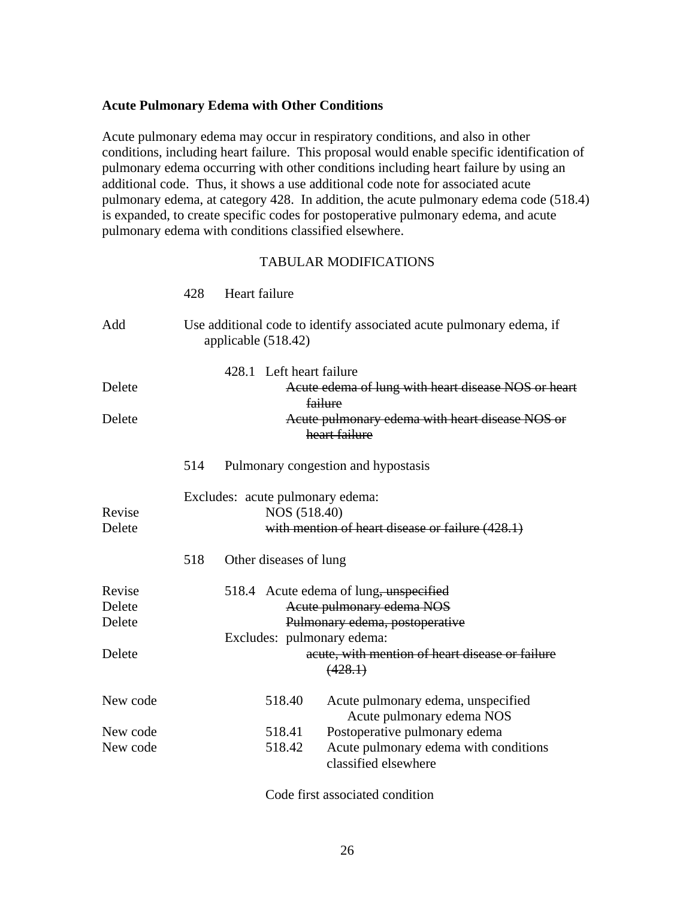**Acute Pulmonary Edema with Other Conditions**

Acute pulmonary edema may occur in respiratory conditions, and also in other conditions, including heart failure. This proposal would enable specific identification of pulmonary edema occurring with other conditions including heart failure by using an additional code. Thus, it shows a use additional code note for associated acute pulmonary edema, at category 428. In addition, the acute pulmonary edema code (518.4) is expanded, to create specific codes for postoperative pulmonary edema, and acute pulmonary edema with conditions classified elsewhere.

TABULAR MODIFICATIONS

| | |
|---|---|
| | 428 Heart failure |
| Add | Use additional code to identify associated acute pulmonary edema, if applicable (518.42) |
| | 428.1 Left heart failure |
| Delete | ~~Acute edema of lung with heart disease NOS or heart failure~~ |
| Delete | ~~Acute pulmonary edema with heart disease NOS or heart failure~~ |
| | 514 Pulmonary congestion and hypostasis |
| | Excludes: acute pulmonary edema: |
| Revise | NOS (518.40) |
| Delete | ~~with mention of heart disease or failure (428.1)~~ |
| | 518 Other diseases of lung |
| Revise | 518.4 Acute edema of lung~~, unspecified~~ |
| Delete | ~~Acute pulmonary edema NOS~~ |
| Delete | ~~Pulmonary edema, postoperative~~ |
| | Excludes: pulmonary edema: |
| Delete | ~~acute, with mention of heart disease or failure (428.1)~~ |
| New code | 518.40 Acute pulmonary edema, unspecified<br>Acute pulmonary edema NOS |
| New code | 518.41 Postoperative pulmonary edema |
| New code | 518.42 Acute pulmonary edema with conditions classified elsewhere |
| | Code first associated condition |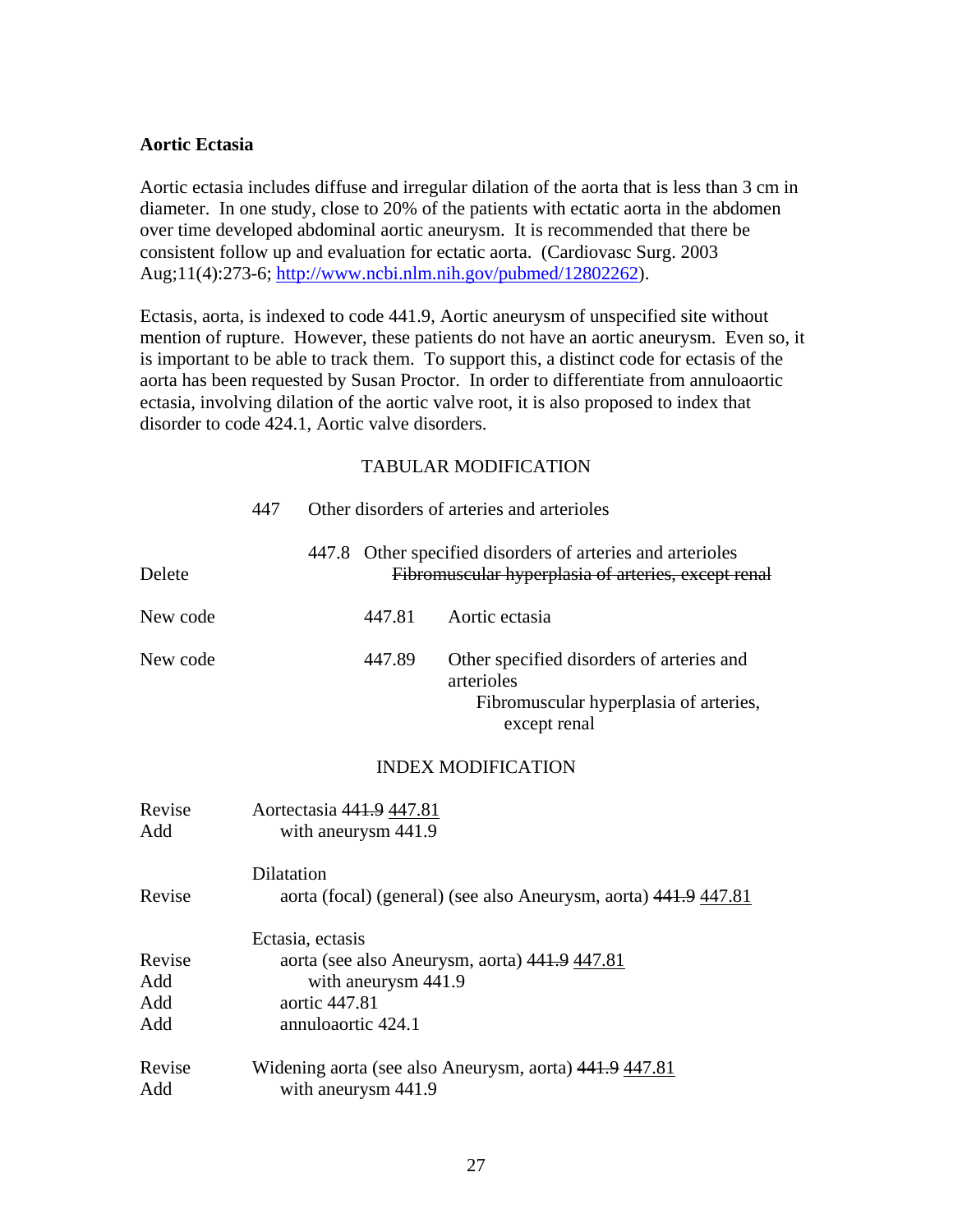**Aortic Ectasia**

Aortic ectasia includes diffuse and irregular dilation of the aorta that is less than 3 cm in diameter. In one study, close to 20% of the patients with ectatic aorta in the abdomen over time developed abdominal aortic aneurysm. It is recommended that there be consistent follow up and evaluation for ectatic aorta. (Cardiovasc Surg. 2003 Aug;11(4):273-6; [http://www.ncbi.nlm.nih.gov/pubmed/12802262](http://www.ncbi.nlm.nih.gov/pubmed/12802262)).

Ectasis, aorta, is indexed to code 441.9, Aortic aneurysm of unspecified site without mention of rupture. However, these patients do not have an aortic aneurysm. Even so, it is important to be able to track them. To support this, a distinct code for ectasis of the aorta has been requested by Susan Proctor. In order to differentiate from annuloaortic ectasia, involving dilation of the aortic valve root, it is also proposed to index that disorder to code 424.1, Aortic valve disorders.

TABULAR MODIFICATION

| | | |
|---|---|---|
| | 447 | Other disorders of arteries and arterioles |
| | 447.8 | Other specified disorders of arteries and arterioles |
| Delete | | ~~Fibromuscular hyperplasia of arteries, except renal~~ |
| New code | 447.81 | Aortic ectasia |
| New code | 447.89 | Other specified disorders of arteries and arterioles<br>Fibromuscular hyperplasia of arteries, except renal |

INDEX MODIFICATION

| | |
|---|---|
| Revise | Aortectasia ~~441.9~~ <u>447.81</u> |
| Add | with aneurysm 441.9 |
| | Dilatation |
| Revise | aorta (focal) (general) (see also Aneurysm, aorta) ~~441.9~~ <u>447.81</u> |
| | Ectasia, ectasis |
| Revise | aorta (see also Aneurysm, aorta) ~~441.9~~ <u>447.81</u> |
| Add | with aneurysm 441.9 |
| Add | aortic 447.81 |
| Add | annuloaortic 424.1 |
| Revise | Widening aorta (see also Aneurysm, aorta) ~~441.9~~ <u>447.81</u> |
| Add | with aneurysm 441.9 |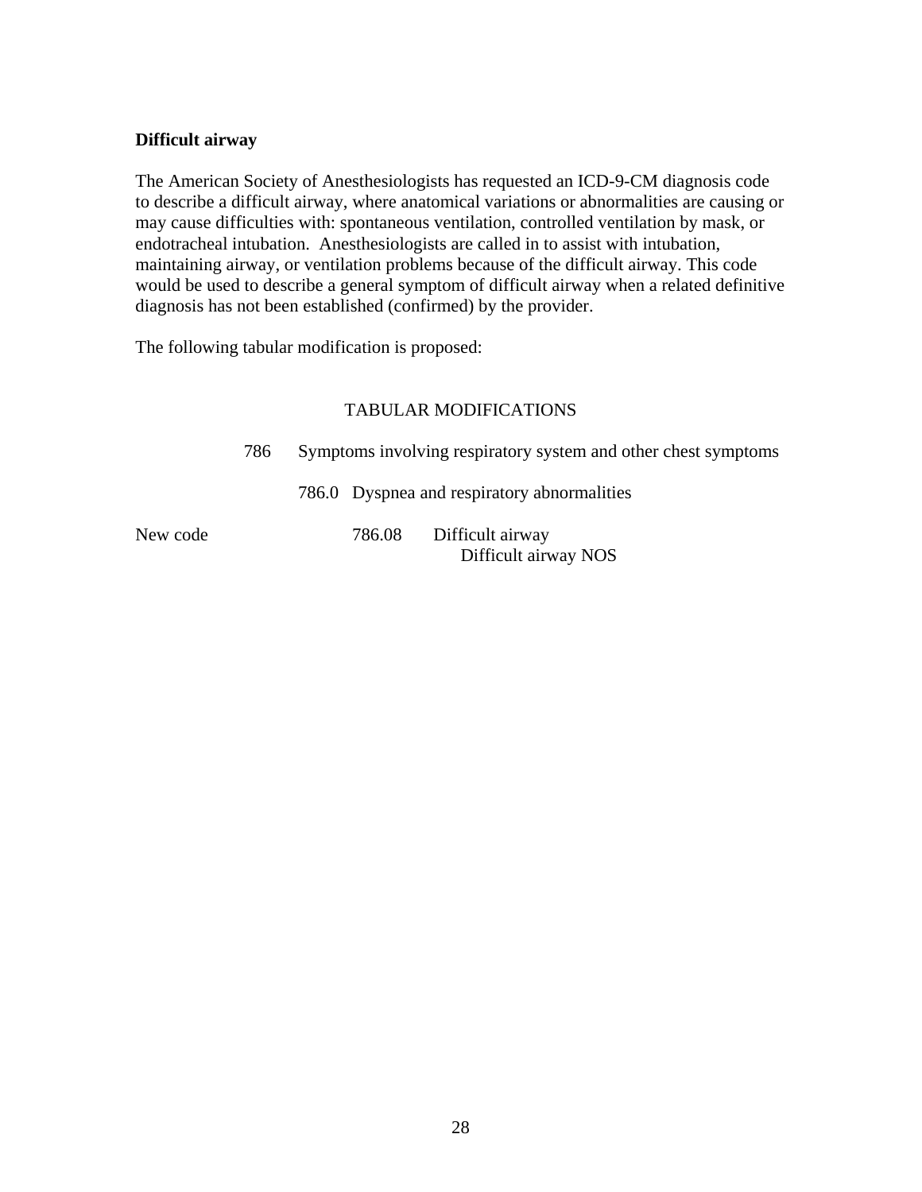**Difficult airway**

The American Society of Anesthesiologists has requested an ICD-9-CM diagnosis code to describe a difficult airway, where anatomical variations or abnormalities are causing or may cause difficulties with: spontaneous ventilation, controlled ventilation by mask, or endotracheal intubation. Anesthesiologists are called in to assist with intubation, maintaining airway, or ventilation problems because of the difficult airway. This code would be used to describe a general symptom of difficult airway when a related definitive diagnosis has not been established (confirmed) by the provider.

The following tabular modification is proposed:

TABULAR MODIFICATIONS

786 Symptoms involving respiratory system and other chest symptoms

786.0 Dyspnea and respiratory abnormalities

New code 786.08 Difficult airway
Difficult airway NOS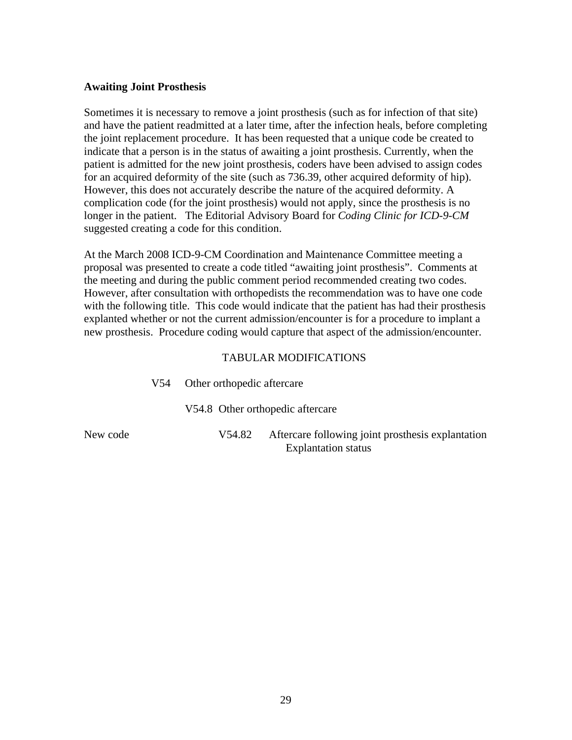**Awaiting Joint Prosthesis**

Sometimes it is necessary to remove a joint prosthesis (such as for infection of that site) and have the patient readmitted at a later time, after the infection heals, before completing the joint replacement procedure. It has been requested that a unique code be created to indicate that a person is in the status of awaiting a joint prosthesis. Currently, when the patient is admitted for the new joint prosthesis, coders have been advised to assign codes for an acquired deformity of the site (such as 736.39, other acquired deformity of hip). However, this does not accurately describe the nature of the acquired deformity. A complication code (for the joint prosthesis) would not apply, since the prosthesis is no longer in the patient. The Editorial Advisory Board for *Coding Clinic for ICD-9-CM* suggested creating a code for this condition.

At the March 2008 ICD-9-CM Coordination and Maintenance Committee meeting a proposal was presented to create a code titled "awaiting joint prosthesis". Comments at the meeting and during the public comment period recommended creating two codes. However, after consultation with orthopedists the recommendation was to have one code with the following title. This code would indicate that the patient has had their prosthesis explanted whether or not the current admission/encounter is for a procedure to implant a new prosthesis. Procedure coding would capture that aspect of the admission/encounter.

TABULAR MODIFICATIONS

V54 Other orthopedic aftercare

V54.8 Other orthopedic aftercare

New code V54.82 Aftercare following joint prosthesis explantation
Explantation status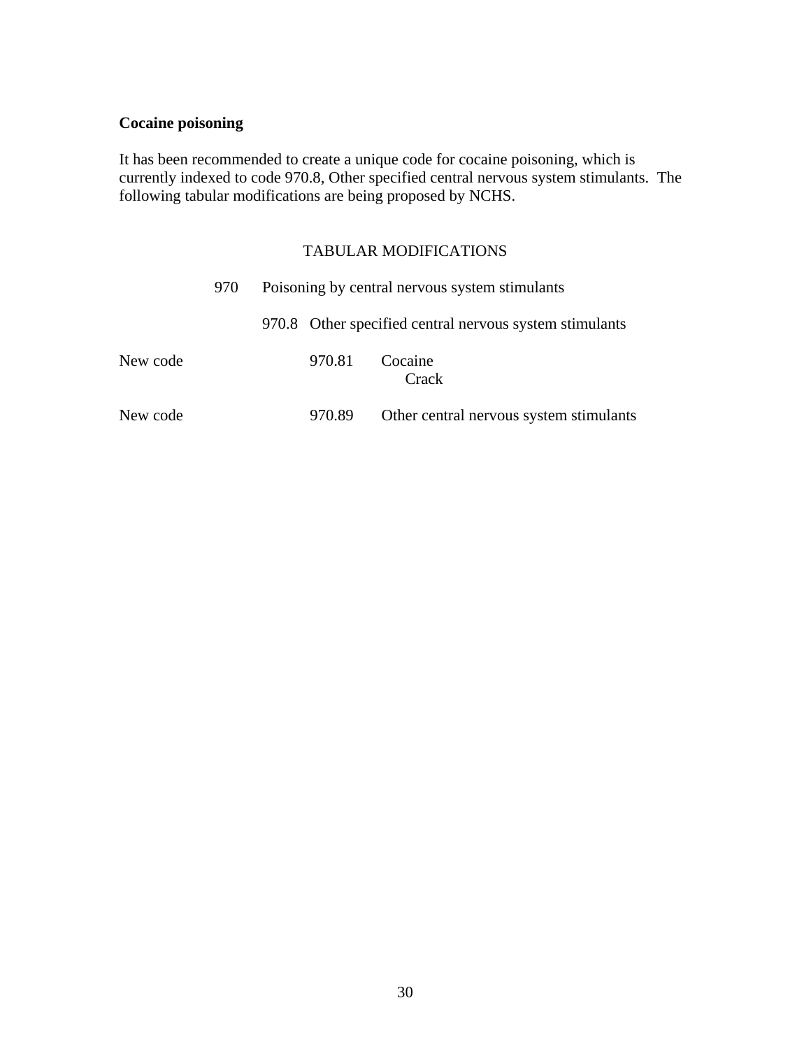**Cocaine poisoning**

It has been recommended to create a unique code for cocaine poisoning, which is currently indexed to code 970.8, Other specified central nervous system stimulants. The following tabular modifications are being proposed by NCHS.

TABULAR MODIFICATIONS

970 Poisoning by central nervous system stimulants

970.8 Other specified central nervous system stimulants

New code 970.81 Cocaine
Crack

New code 970.89 Other central nervous system stimulants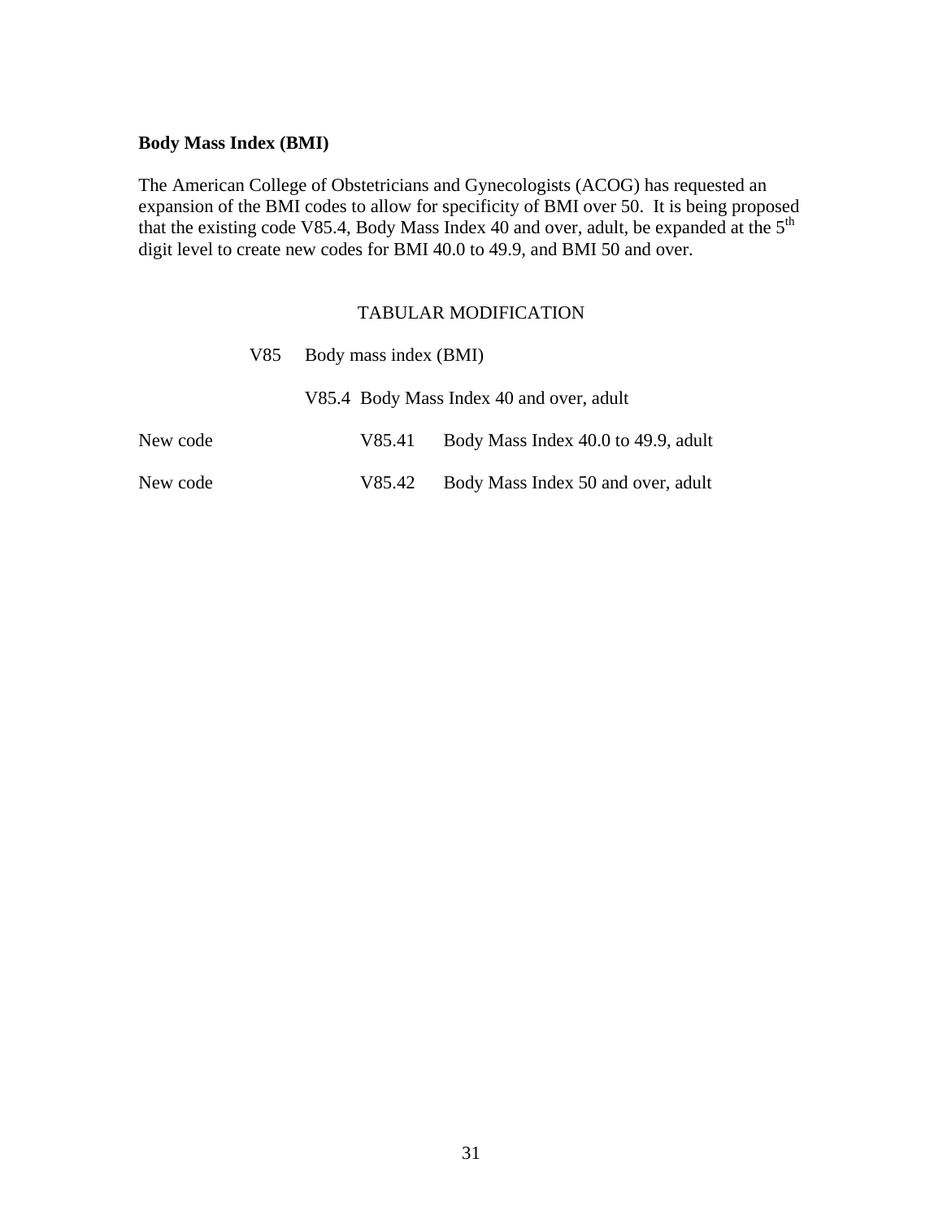**Body Mass Index (BMI)**

The American College of Obstetricians and Gynecologists (ACOG) has requested an expansion of the BMI codes to allow for specificity of BMI over 50. It is being proposed that the existing code V85.4, Body Mass Index 40 and over, adult, be expanded at the 5th digit level to create new codes for BMI 40.0 to 49.9, and BMI 50 and over.

TABULAR MODIFICATION

V85 Body mass index (BMI)

V85.4 Body Mass Index 40 and over, adult

New code V85.41 Body Mass Index 40.0 to 49.9, adult

New code V85.42 Body Mass Index 50 and over, adult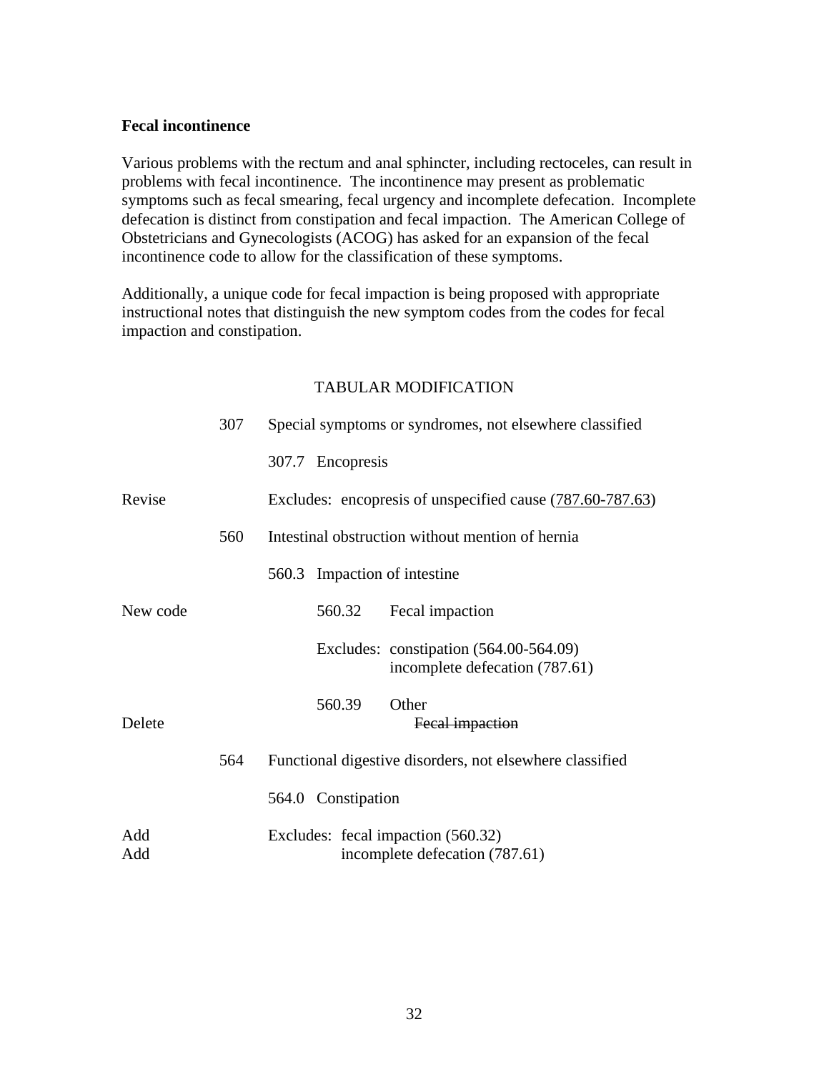**Fecal incontinence**

Various problems with the rectum and anal sphincter, including rectoceles, can result in problems with fecal incontinence. The incontinence may present as problematic symptoms such as fecal smearing, fecal urgency and incomplete defecation. Incomplete defecation is distinct from constipation and fecal impaction. The American College of Obstetricians and Gynecologists (ACOG) has asked for an expansion of the fecal incontinence code to allow for the classification of these symptoms.

Additionally, a unique code for fecal impaction is being proposed with appropriate instructional notes that distinguish the new symptom codes from the codes for fecal impaction and constipation.

TABULAR MODIFICATION

| | | |
|---|---|---|
| | 307 | Special symptoms or syndromes, not elsewhere classified |
| | | 307.7 Encopresis |
| Revise | | Excludes: encopresis of unspecified cause (<u>787.60-787.63</u>) |
| | 560 | Intestinal obstruction without mention of hernia |
| | | 560.3 Impaction of intestine |
| New code | | 560.32 Fecal impaction |
| | | Excludes: constipation (564.00-564.09)<br>incomplete defecation (787.61) |
| | | 560.39 Other |
| Delete | | ~~Fecal impaction~~ |
| | 564 | Functional digestive disorders, not elsewhere classified |
| | | 564.0 Constipation |
| Add | | Excludes: fecal impaction (560.32) |
| Add | | incomplete defecation (787.61) |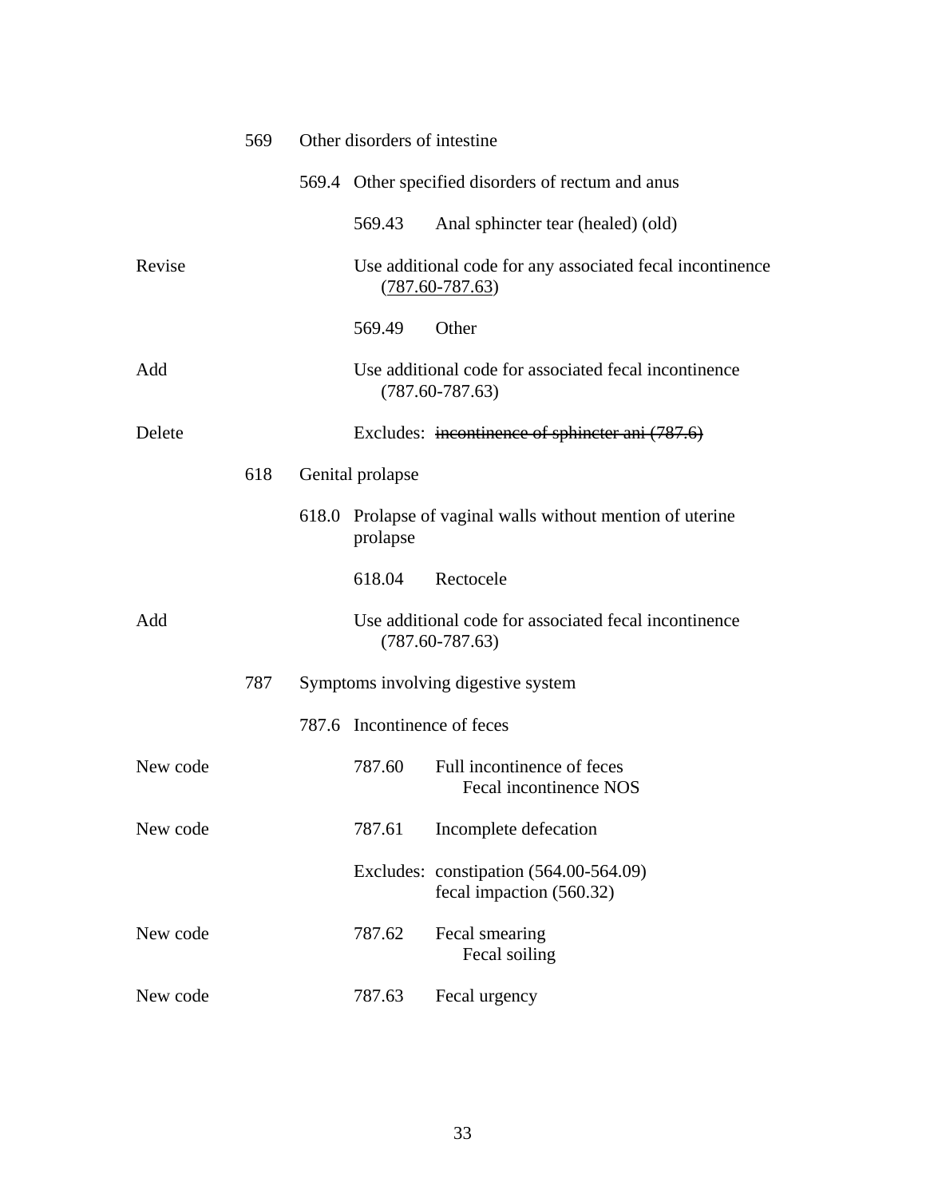| | | | | |
|---|---|---|---|---|
| | 569 | Other disorders of intestine | | |
| | | 569.4 | Other specified disorders of rectum and anus | |
| | | | 569.43 | Anal sphincter tear (healed) (old) |
| Revise | | | Use additional code for any associated fecal incontinence <u>(787.60-787.63</u>) | |
| | | | 569.49 | Other |
| Add | | | Use additional code for associated fecal incontinence (787.60-787.63) | |
| Delete | | | Excludes: ~~incontinence of sphincter ani (787.6)~~ | |
| | 618 | Genital prolapse | | |
| | | 618.0 | Prolapse of vaginal walls without mention of uterine prolapse | |
| | | | 618.04 | Rectocele |
| Add | | | Use additional code for associated fecal incontinence (787.60-787.63) | |
| | 787 | Symptoms involving digestive system | | |
| | | 787.6 | Incontinence of feces | |
| New code | | | 787.60 | Full incontinence of feces<br>Fecal incontinence NOS |
| New code | | | 787.61 | Incomplete defecation |
| | | | Excludes: | constipation (564.00-564.09)<br>fecal impaction (560.32) |
| New code | | | 787.62 | Fecal smearing<br>Fecal soiling |
| New code | | | 787.63 | Fecal urgency |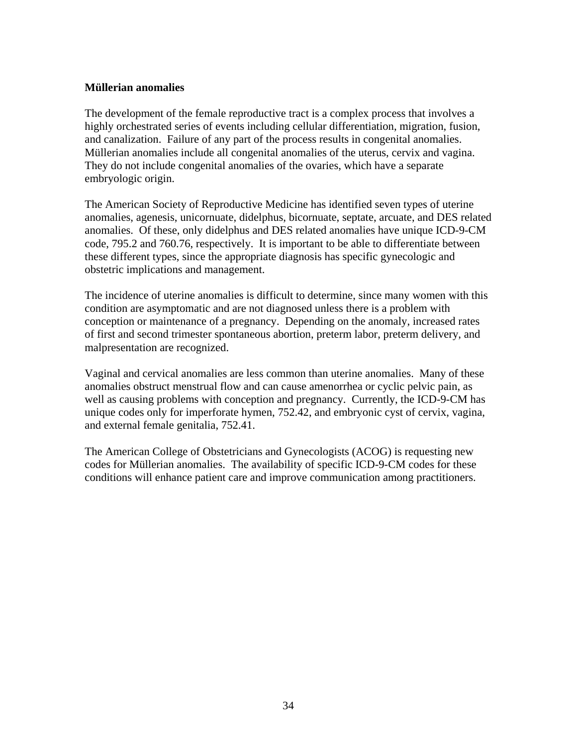**Müllerian anomalies**

The development of the female reproductive tract is a complex process that involves a highly orchestrated series of events including cellular differentiation, migration, fusion, and canalization. Failure of any part of the process results in congenital anomalies. Müllerian anomalies include all congenital anomalies of the uterus, cervix and vagina. They do not include congenital anomalies of the ovaries, which have a separate embryologic origin.

The American Society of Reproductive Medicine has identified seven types of uterine anomalies, agenesis, unicornuate, didelphus, bicornuate, septate, arcuate, and DES related anomalies. Of these, only didelphus and DES related anomalies have unique ICD-9-CM code, 795.2 and 760.76, respectively. It is important to be able to differentiate between these different types, since the appropriate diagnosis has specific gynecologic and obstetric implications and management.

The incidence of uterine anomalies is difficult to determine, since many women with this condition are asymptomatic and are not diagnosed unless there is a problem with conception or maintenance of a pregnancy. Depending on the anomaly, increased rates of first and second trimester spontaneous abortion, preterm labor, preterm delivery, and malpresentation are recognized.

Vaginal and cervical anomalies are less common than uterine anomalies. Many of these anomalies obstruct menstrual flow and can cause amenorrhea or cyclic pelvic pain, as well as causing problems with conception and pregnancy. Currently, the ICD-9-CM has unique codes only for imperforate hymen, 752.42, and embryonic cyst of cervix, vagina, and external female genitalia, 752.41.

The American College of Obstetricians and Gynecologists (ACOG) is requesting new codes for Müllerian anomalies. The availability of specific ICD-9-CM codes for these conditions will enhance patient care and improve communication among practitioners.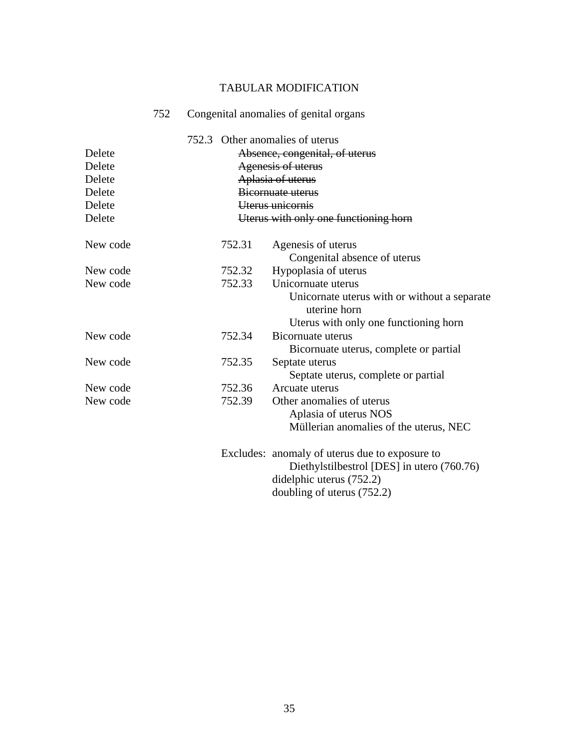# TABULAR MODIFICATION

**752 Congenital anomalies of genital organs**

**752.3 Other anomalies of uterus**

| Action | Code | Text |
|---|---|---|
| Delete | | ~~Absence, congenital, of uterus~~ |
| Delete | | ~~Agenesis of uterus~~ |
| Delete | | ~~Aplasia of uterus~~ |
| Delete | | ~~Bicornuate uterus~~ |
| Delete | | ~~Uterus unicornis~~ |
| Delete | | ~~Uterus with only one functioning horn~~ |
| New code | 752.31 | Agenesis of uterus |
| | | Congenital absence of uterus |
| New code | 752.32 | Hypoplasia of uterus |
| New code | 752.33 | Unicornuate uterus |
| | | Unicornate uterus with or without a separate uterine horn |
| | | Uterus with only one functioning horn |
| New code | 752.34 | Bicornuate uterus |
| | | Bicornuate uterus, complete or partial |
| New code | 752.35 | Septate uterus |
| | | Septate uterus, complete or partial |
| New code | 752.36 | Arcuate uterus |
| New code | 752.39 | Other anomalies of uterus |
| | | Aplasia of uterus NOS |
| | | Müllerian anomalies of the uterus, NEC |

Excludes: anomaly of uterus due to exposure to Diethylstilbestrol [DES] in utero (760.76)
didelphic uterus (752.2)
doubling of uterus (752.2)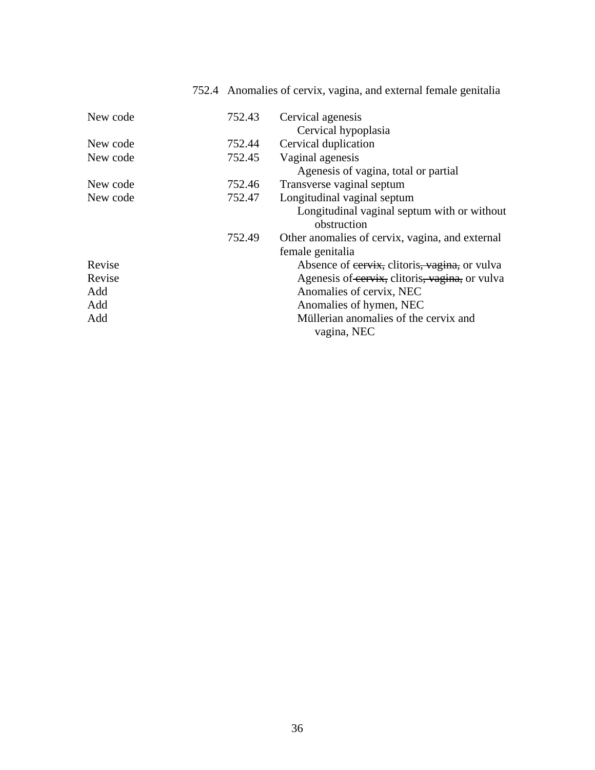752.4 Anomalies of cervix, vagina, and external female genitalia

| | | |
|---|---|---|
| New code | 752.43 | Cervical agenesis |
| | | Cervical hypoplasia |
| New code | 752.44 | Cervical duplication |
| New code | 752.45 | Vaginal agenesis |
| | | Agenesis of vagina, total or partial |
| New code | 752.46 | Transverse vaginal septum |
| New code | 752.47 | Longitudinal vaginal septum |
| | | Longitudinal vaginal septum with or without obstruction |
| | 752.49 | Other anomalies of cervix, vagina, and external female genitalia |
| Revise | | Absence of ~~cervix,~~ clitoris~~, vagina,~~ or vulva |
| Revise | | Agenesis of ~~cervix,~~ clitoris~~, vagina,~~ or vulva |
| Add | | Anomalies of cervix, NEC |
| Add | | Anomalies of hymen, NEC |
| Add | | Müllerian anomalies of the cervix and vagina, NEC |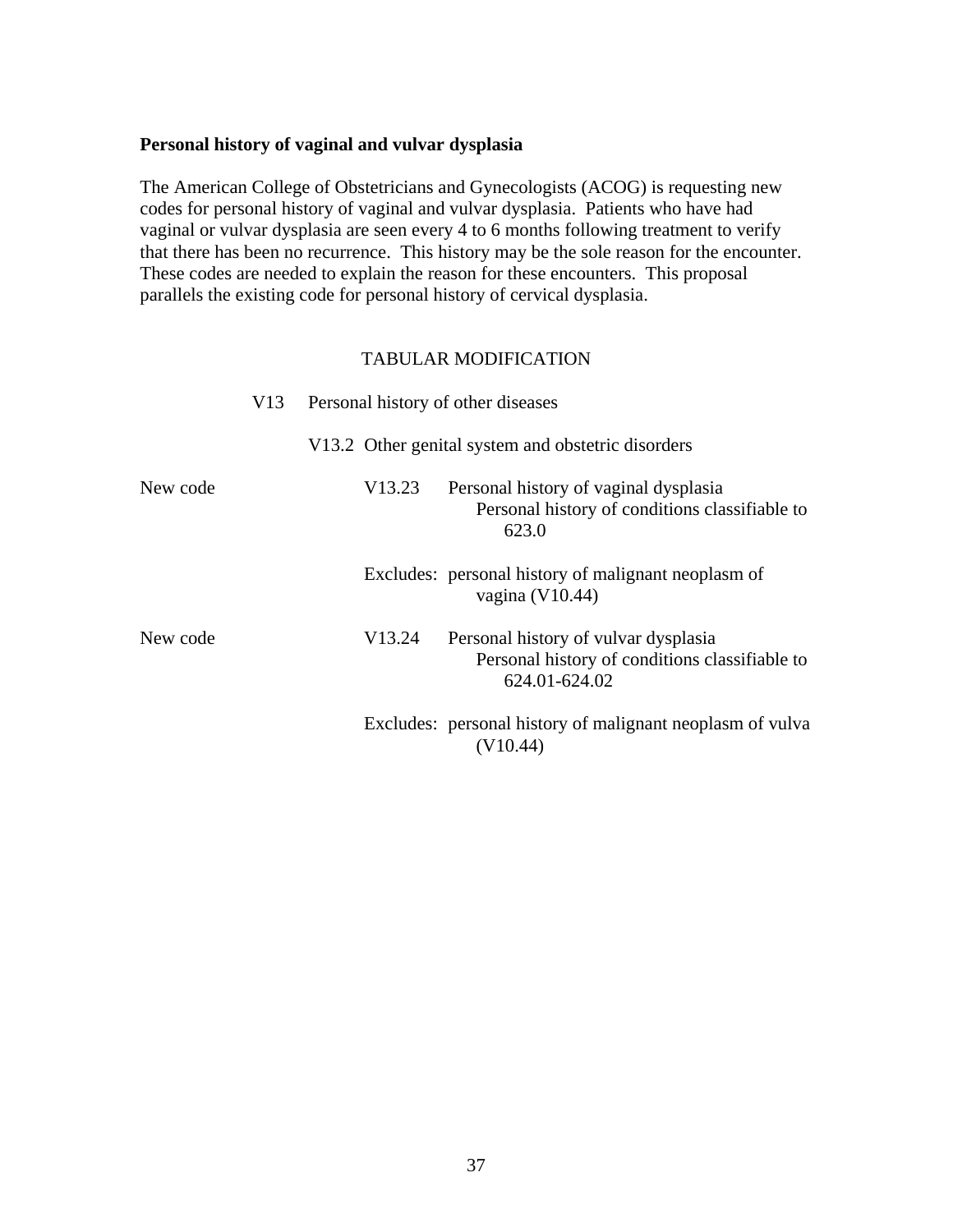**Personal history of vaginal and vulvar dysplasia**

The American College of Obstetricians and Gynecologists (ACOG) is requesting new codes for personal history of vaginal and vulvar dysplasia. Patients who have had vaginal or vulvar dysplasia are seen every 4 to 6 months following treatment to verify that there has been no recurrence. This history may be the sole reason for the encounter. These codes are needed to explain the reason for these encounters. This proposal parallels the existing code for personal history of cervical dysplasia.

TABULAR MODIFICATION

V13 Personal history of other diseases

V13.2 Other genital system and obstetric disorders

New code V13.23 Personal history of vaginal dysplasia
Personal history of conditions classifiable to 623.0

Excludes: personal history of malignant neoplasm of vagina (V10.44)

New code V13.24 Personal history of vulvar dysplasia
Personal history of conditions classifiable to 624.01-624.02

Excludes: personal history of malignant neoplasm of vulva (V10.44)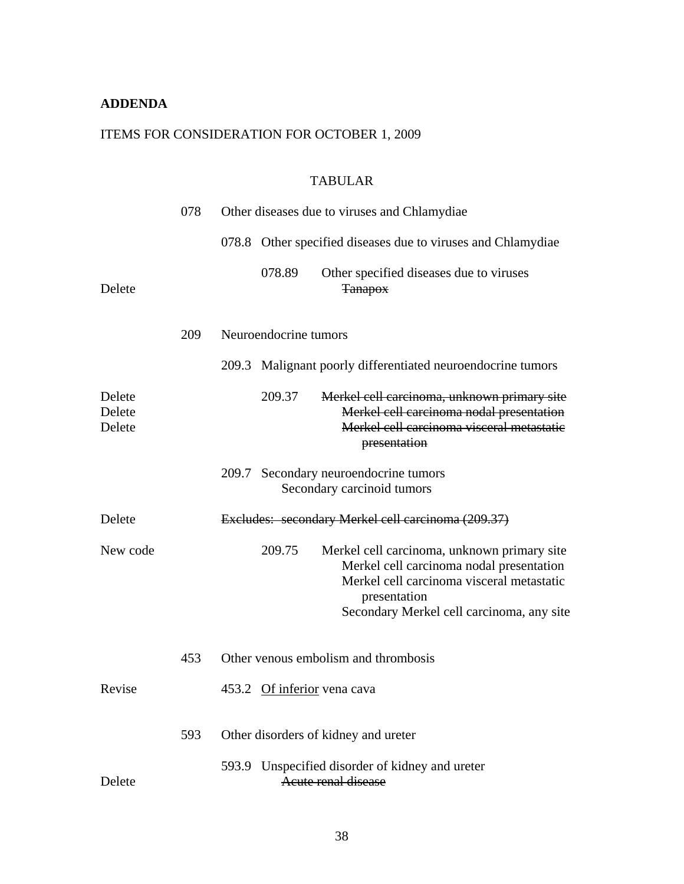**ADDENDA**

ITEMS FOR CONSIDERATION FOR OCTOBER 1, 2009

TABULAR

078 Other diseases due to viruses and Chlamydiae

078.8 Other specified diseases due to viruses and Chlamydiae

078.89 Other specified diseases due to viruses

Delete ~~Tanapox~~

209 Neuroendocrine tumors

209.3 Malignant poorly differentiated neuroendocrine tumors

Delete 209.37 ~~Merkel cell carcinoma, unknown primary site~~

Delete ~~Merkel cell carcinoma nodal presentation~~

Delete ~~Merkel cell carcinoma visceral metastatic presentation~~

209.7 Secondary neuroendocrine tumors

Secondary carcinoid tumors

Delete ~~Excludes: secondary Merkel cell carcinoma (209.37)~~

New code 209.75 Merkel cell carcinoma, unknown primary site

Merkel cell carcinoma nodal presentation

Merkel cell carcinoma visceral metastatic presentation

Secondary Merkel cell carcinoma, any site

453 Other venous embolism and thrombosis

Revise 453.2 <u>Of inferior</u> vena cava

593 Other disorders of kidney and ureter

593.9 Unspecified disorder of kidney and ureter

Delete ~~Acute renal disease~~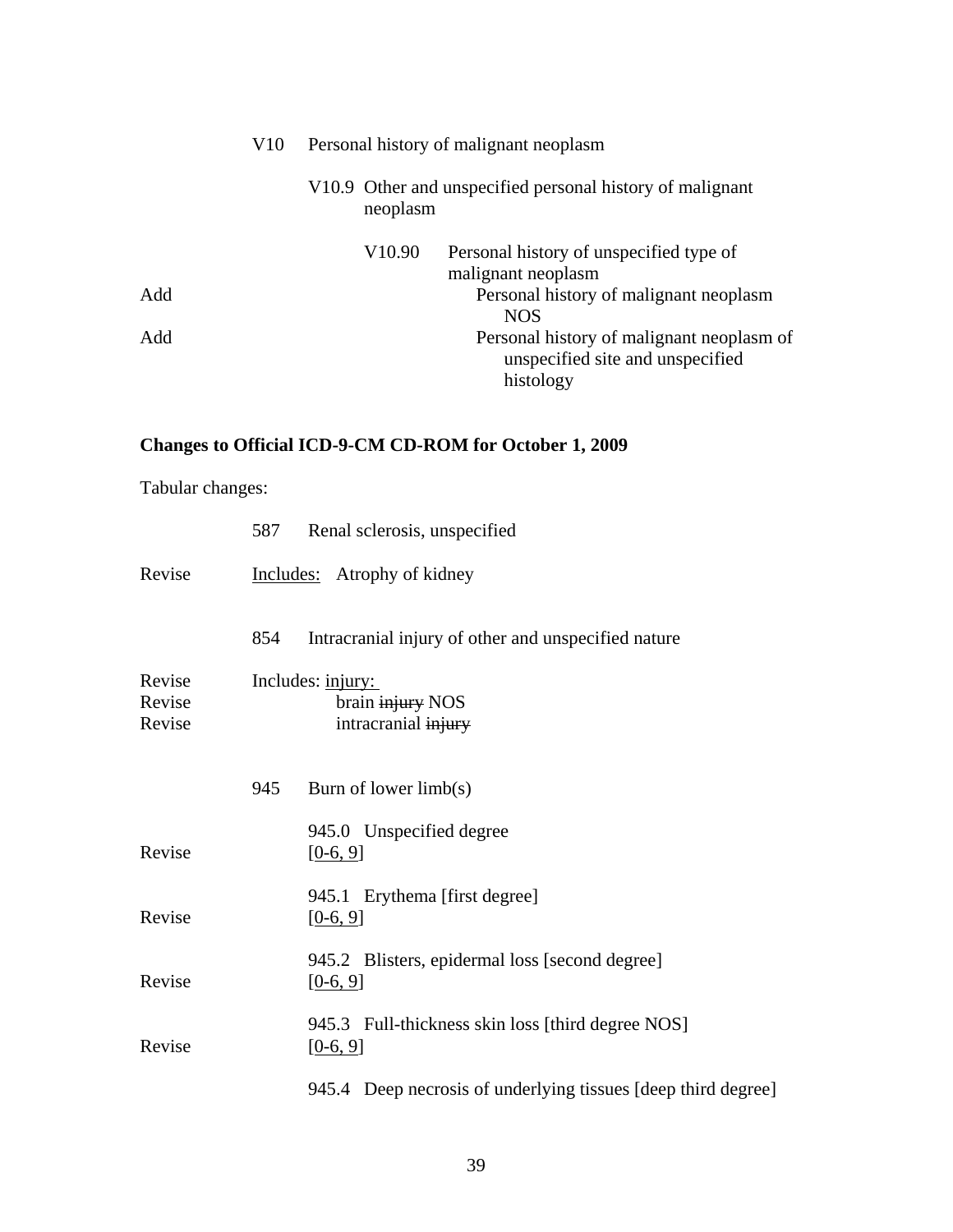V10 Personal history of malignant neoplasm

V10.9 Other and unspecified personal history of malignant neoplasm

V10.90 Personal history of unspecified type of malignant neoplasm

Add Personal history of malignant neoplasm NOS

Add Personal history of malignant neoplasm of unspecified site and unspecified histology

**Changes to Official ICD-9-CM CD-ROM for October 1, 2009**

Tabular changes:

587 Renal sclerosis, unspecified

Revise <u>Includes:</u> Atrophy of kidney

854 Intracranial injury of other and unspecified nature

Revise Includes: <u>injury:</u>

Revise brain ~~injury~~ NOS

Revise intracranial ~~injury~~

945 Burn of lower limb(s)

945.0 Unspecified degree

Revise [<u>0-6, 9</u>]

945.1 Erythema [first degree]

Revise [<u>0-6, 9</u>]

945.2 Blisters, epidermal loss [second degree]

Revise [<u>0-6, 9</u>]

945.3 Full-thickness skin loss [third degree NOS]

Revise [<u>0-6, 9</u>]

945.4 Deep necrosis of underlying tissues [deep third degree]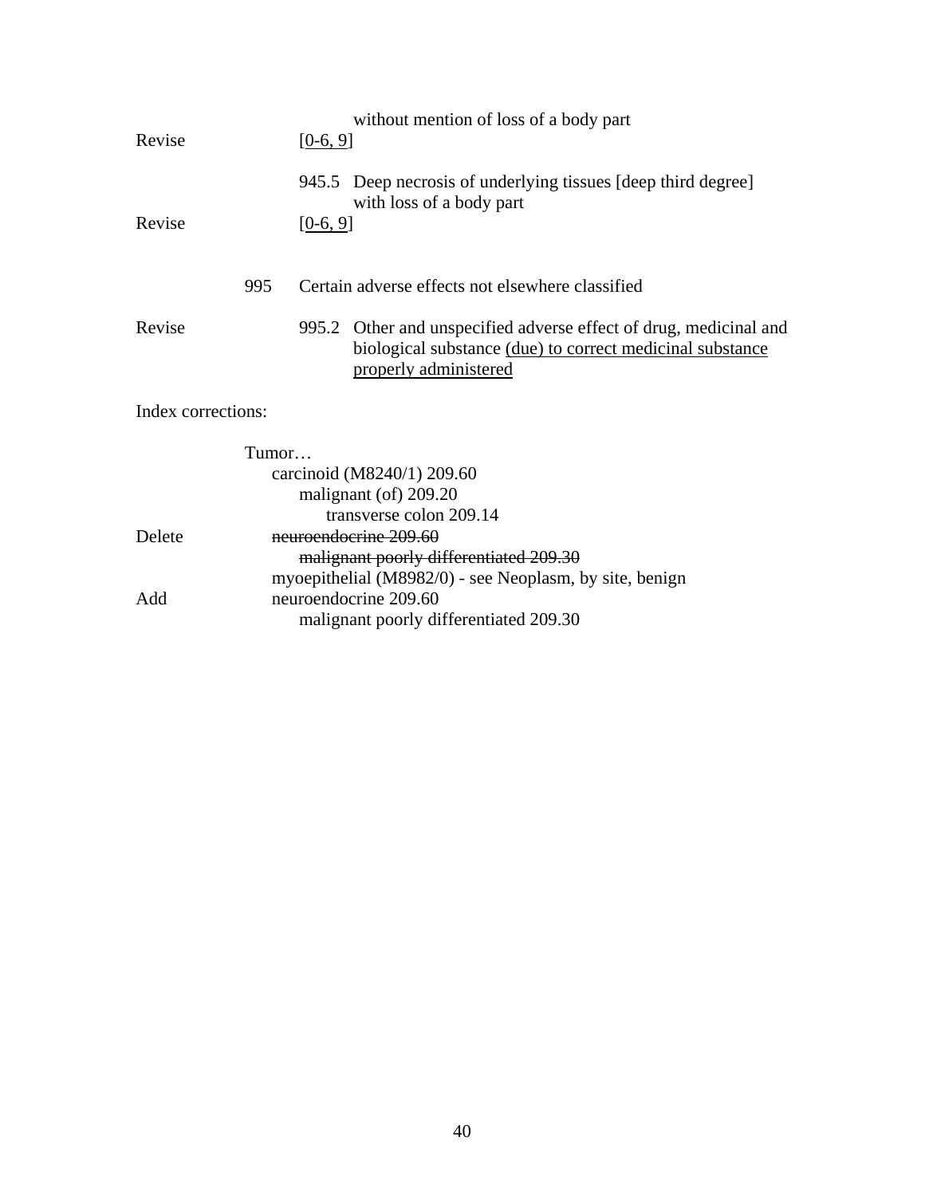without mention of loss of a body part

Revise [<u>0-6, 9</u>]

945.5 Deep necrosis of underlying tissues [deep third degree] with loss of a body part

Revise [<u>0-6, 9</u>]

995 Certain adverse effects not elsewhere classified

Revise 995.2 Other and unspecified adverse effect of drug, medicinal and biological substance <u>(due) to correct medicinal substance properly administered</u>

Index corrections:

Tumor…
  carcinoid (M8240/1) 209.60
    malignant (of) 209.20
      transverse colon 209.14

Delete ~~neuroendocrine 209.60~~
    ~~malignant poorly differentiated 209.30~~
  myoepithelial (M8982/0) - see Neoplasm, by site, benign

Add neuroendocrine 209.60
    malignant poorly differentiated 209.30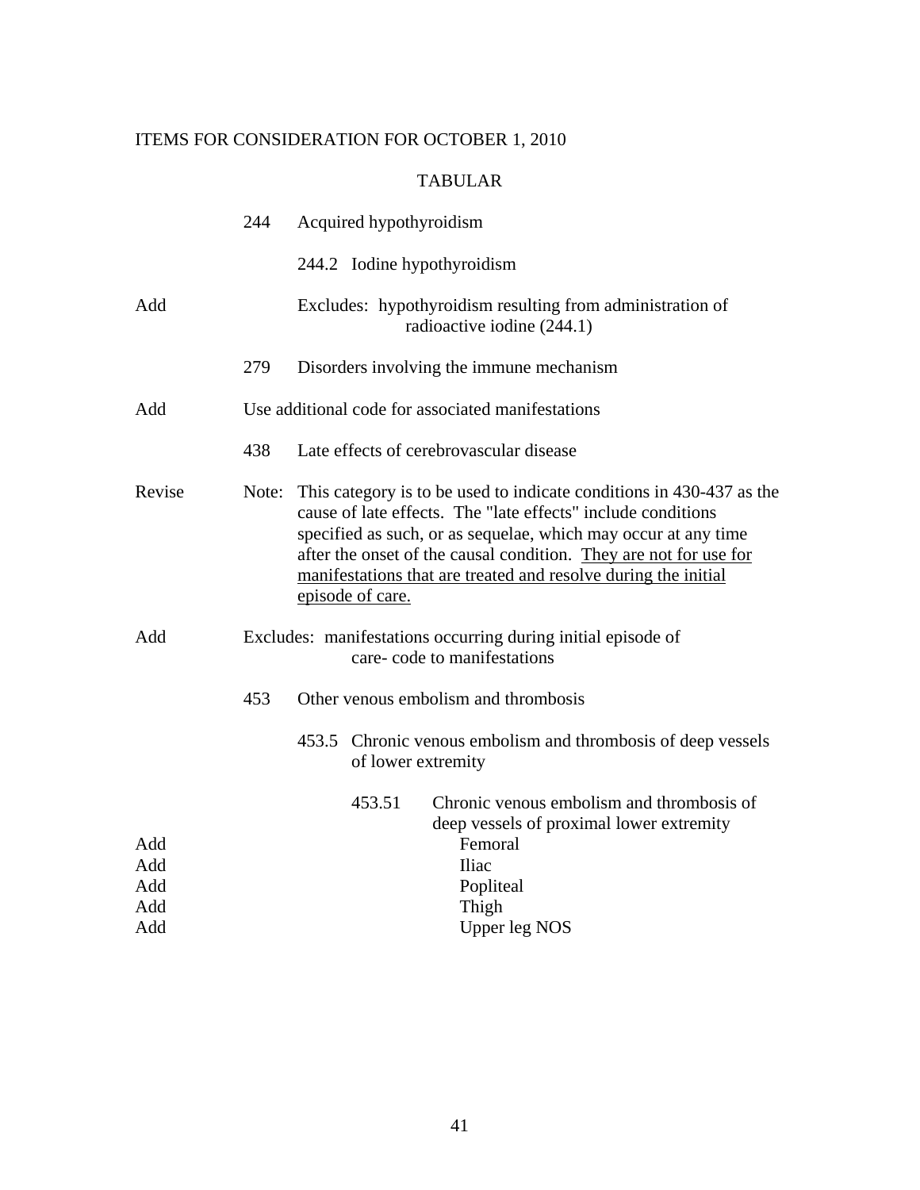ITEMS FOR CONSIDERATION FOR OCTOBER 1, 2010

TABULAR

| | | |
|---|---|---|
| | 244 | Acquired hypothyroidism |
| | | 244.2 Iodine hypothyroidism |
| Add | | Excludes: hypothyroidism resulting from administration of radioactive iodine (244.1) |
| | 279 | Disorders involving the immune mechanism |
| Add | | Use additional code for associated manifestations |
| | 438 | Late effects of cerebrovascular disease |
| Revise | Note: | This category is to be used to indicate conditions in 430-437 as the cause of late effects. The "late effects" include conditions specified as such, or as sequelae, which may occur at any time after the onset of the causal condition. <u>They are not for use for manifestations that are treated and resolve during the initial episode of care.</u> |
| Add | | Excludes: manifestations occurring during initial episode of care- code to manifestations |
| | 453 | Other venous embolism and thrombosis |
| | | 453.5 Chronic venous embolism and thrombosis of deep vessels of lower extremity |
| | | 453.51 Chronic venous embolism and thrombosis of deep vessels of proximal lower extremity |
| Add | | Femoral |
| Add | | Iliac |
| Add | | Popliteal |
| Add | | Thigh |
| Add | | Upper leg NOS |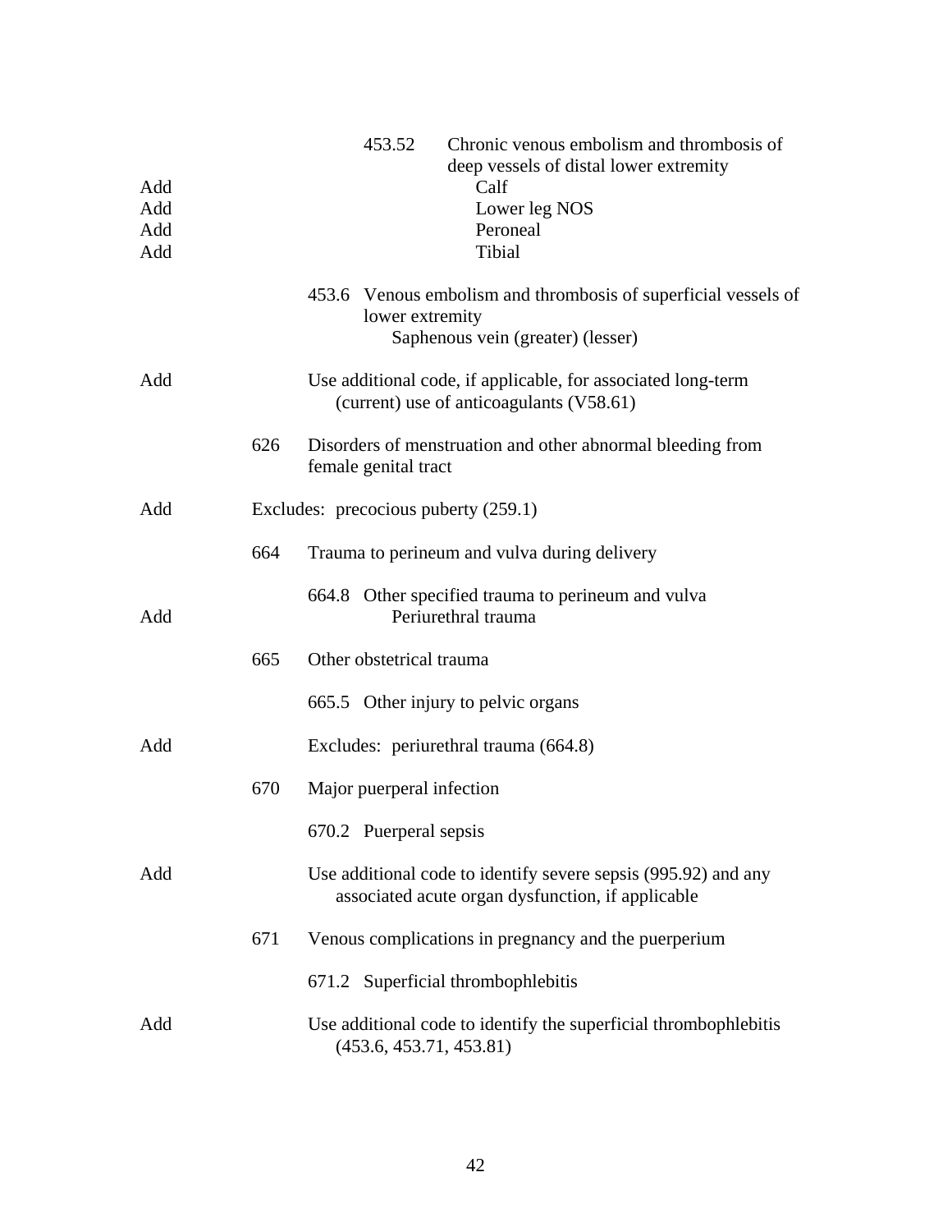453.52 Chronic venous embolism and thrombosis of deep vessels of distal lower extremity

Add Calf
Add Lower leg NOS
Add Peroneal
Add Tibial

453.6 Venous embolism and thrombosis of superficial vessels of lower extremity
Saphenous vein (greater) (lesser)

Add Use additional code, if applicable, for associated long-term (current) use of anticoagulants (V58.61)

626 Disorders of menstruation and other abnormal bleeding from female genital tract

Add Excludes: precocious puberty (259.1)

664 Trauma to perineum and vulva during delivery

664.8 Other specified trauma to perineum and vulva
Add Periurethral trauma

665 Other obstetrical trauma

665.5 Other injury to pelvic organs

Add Excludes: periurethral trauma (664.8)

670 Major puerperal infection

670.2 Puerperal sepsis

Add Use additional code to identify severe sepsis (995.92) and any associated acute organ dysfunction, if applicable

671 Venous complications in pregnancy and the puerperium

671.2 Superficial thrombophlebitis

Add Use additional code to identify the superficial thrombophlebitis (453.6, 453.71, 453.81)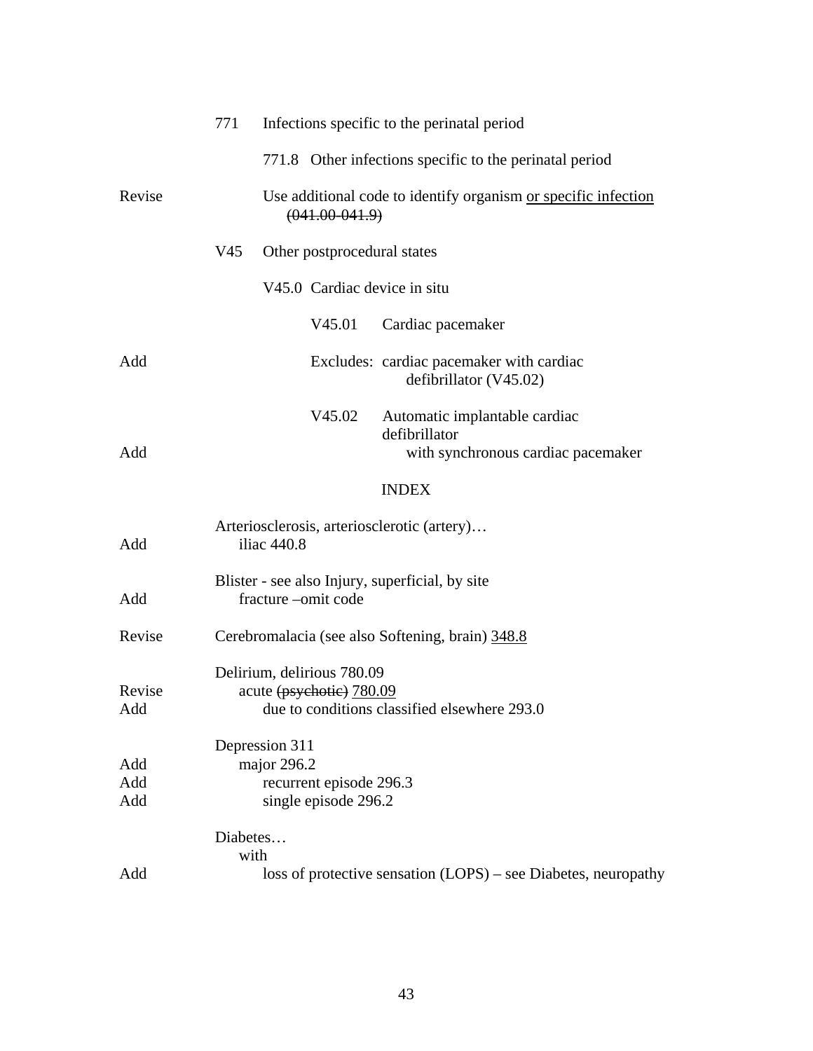771 Infections specific to the perinatal period

771.8 Other infections specific to the perinatal period

Revise — Use additional code to identify organism <u>or specific infection</u> ~~(041.00-041.9)~~

V45 Other postprocedural states

V45.0 Cardiac device in situ

V45.01 Cardiac pacemaker

Add — Excludes: cardiac pacemaker with cardiac defibrillator (V45.02)

V45.02 Automatic implantable cardiac defibrillator

Add — with synchronous cardiac pacemaker

INDEX

Arteriosclerosis, arteriosclerotic (artery)…

Add — iliac 440.8

Blister - see also Injury, superficial, by site

Add — fracture –omit code

Revise — Cerebromalacia (see also Softening, brain) <u>348.8</u>

Delirium, delirious 780.09

Revise — acute ~~(psychotic)~~ <u>780.09</u>

Add — due to conditions classified elsewhere 293.0

Depression 311

Add — major 296.2

Add — recurrent episode 296.3

Add — single episode 296.2

Diabetes…

with

Add — loss of protective sensation (LOPS) – see Diabetes, neuropathy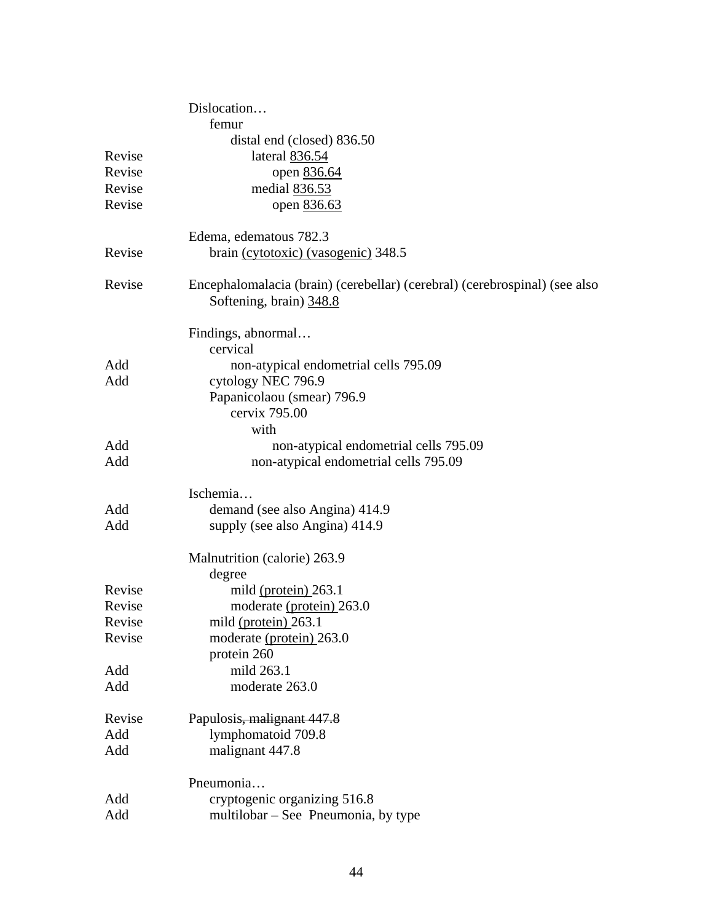| | |
|---|---|
| | Dislocation… |
| | femur |
| | distal end (closed) 836.50 |
| Revise | lateral <u>836.54</u> |
| Revise | open <u>836.64</u> |
| Revise | medial <u>836.53</u> |
| Revise | open <u>836.63</u> |
| | |
| | Edema, edematous 782.3 |
| Revise | brain <u>(cytotoxic) (vasogenic)</u> 348.5 |
| | |
| Revise | Encephalomalacia (brain) (cerebellar) (cerebral) (cerebrospinal) (see also Softening, brain) <u>348.8</u> |
| | |
| | Findings, abnormal… |
| | cervical |
| Add | non-atypical endometrial cells 795.09 |
| Add | cytology NEC 796.9 |
| | Papanicolaou (smear) 796.9 |
| | cervix 795.00 |
| | with |
| Add | non-atypical endometrial cells 795.09 |
| Add | non-atypical endometrial cells 795.09 |
| | |
| | Ischemia… |
| Add | demand (see also Angina) 414.9 |
| Add | supply (see also Angina) 414.9 |
| | |
| | Malnutrition (calorie) 263.9 |
| | degree |
| Revise | mild <u>(protein)</u> 263.1 |
| Revise | moderate <u>(protein)</u> 263.0 |
| Revise | mild <u>(protein)</u> 263.1 |
| Revise | moderate <u>(protein)</u> 263.0 |
| | protein 260 |
| Add | mild 263.1 |
| Add | moderate 263.0 |
| | |
| Revise | Papulosis~~, malignant 447.8~~ |
| Add | lymphomatoid 709.8 |
| Add | malignant 447.8 |
| | |
| | Pneumonia… |
| Add | cryptogenic organizing 516.8 |
| Add | multilobar – See Pneumonia, by type |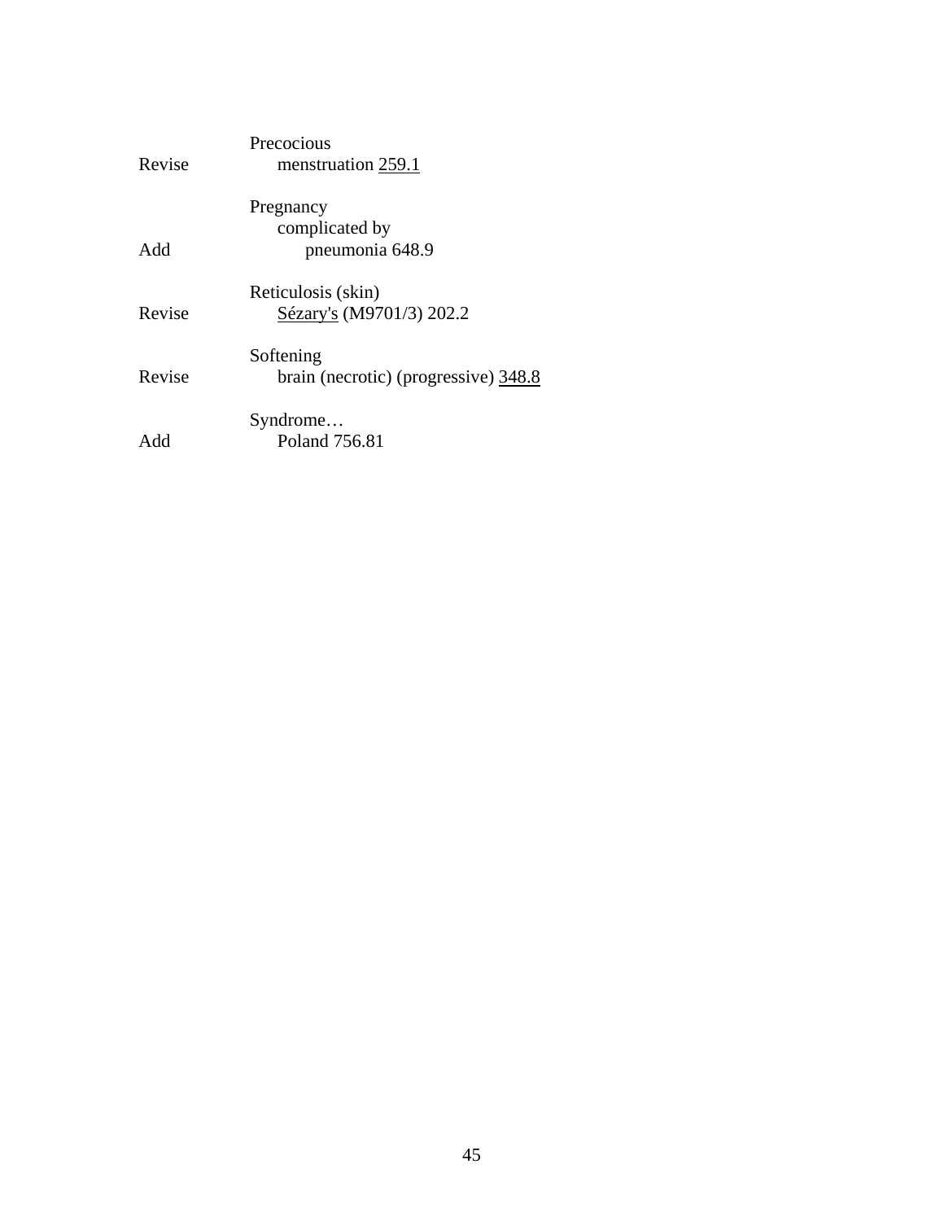| | |
|---|---|
| | Precocious |
| Revise | menstruation <u>259.1</u> |
| | Pregnancy |
| | complicated by |
| Add | pneumonia 648.9 |
| | Reticulosis (skin) |
| Revise | <u>Sézary's</u> (M9701/3) 202.2 |
| | Softening |
| Revise | brain (necrotic) (progressive) <u>348.8</u> |
| | Syndrome… |
| Add | Poland 756.81 |